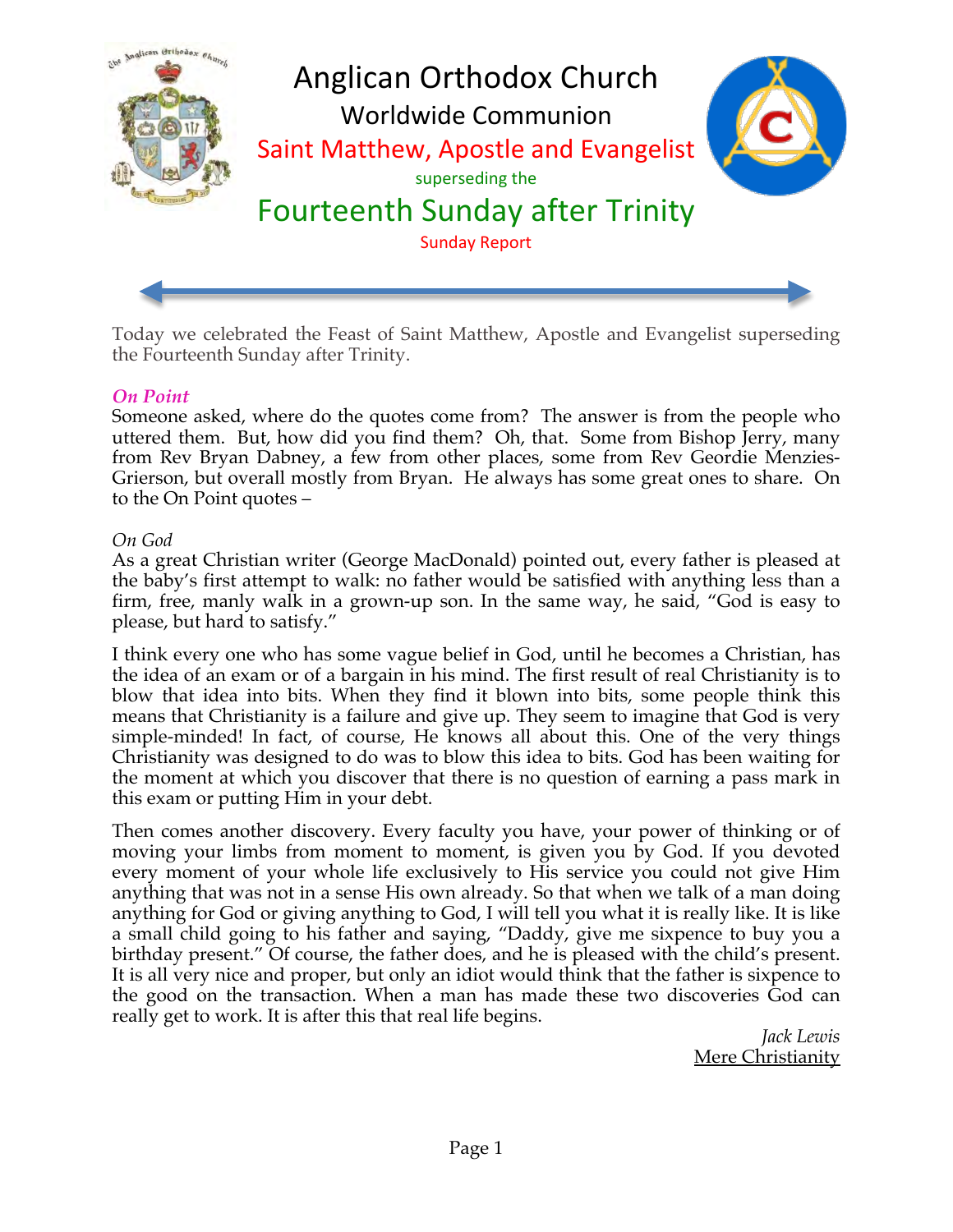# Anglican Orthodox Church

## Worldwide Communion

## Saint Matthew, Apostle and Evangelist

superseding the

## Fourteenth Sunday after Trinity

Sunday Report

Today we celebrated the Feast of Saint Matthew, Apostle and Evangelist superseding the Fourteenth Sunday after Trinity.

***On Point***

Someone asked, where do the quotes come from? The answer is from the people who uttered them. But, how did you find them? Oh, that. Some from Bishop Jerry, many from Rev Bryan Dabney, a few from other places, some from Rev Geordie Menzies-Grierson, but overall mostly from Bryan. He always has some great ones to share. On to the On Point quotes –

*On God*

As a great Christian writer (George MacDonald) pointed out, every father is pleased at the baby's first attempt to walk: no father would be satisfied with anything less than a firm, free, manly walk in a grown-up son. In the same way, he said, "God is easy to please, but hard to satisfy."

I think every one who has some vague belief in God, until he becomes a Christian, has the idea of an exam or of a bargain in his mind. The first result of real Christianity is to blow that idea into bits. When they find it blown into bits, some people think this means that Christianity is a failure and give up. They seem to imagine that God is very simple-minded! In fact, of course, He knows all about this. One of the very things Christianity was designed to do was to blow this idea to bits. God has been waiting for the moment at which you discover that there is no question of earning a pass mark in this exam or putting Him in your debt.

Then comes another discovery. Every faculty you have, your power of thinking or of moving your limbs from moment to moment, is given you by God. If you devoted every moment of your whole life exclusively to His service you could not give Him anything that was not in a sense His own already. So that when we talk of a man doing anything for God or giving anything to God, I will tell you what it is really like. It is like a small child going to his father and saying, "Daddy, give me sixpence to buy you a birthday present." Of course, the father does, and he is pleased with the child's present. It is all very nice and proper, but only an idiot would think that the father is sixpence to the good on the transaction. When a man has made these two discoveries God can really get to work. It is after this that real life begins.

*Jack Lewis*
Mere Christianity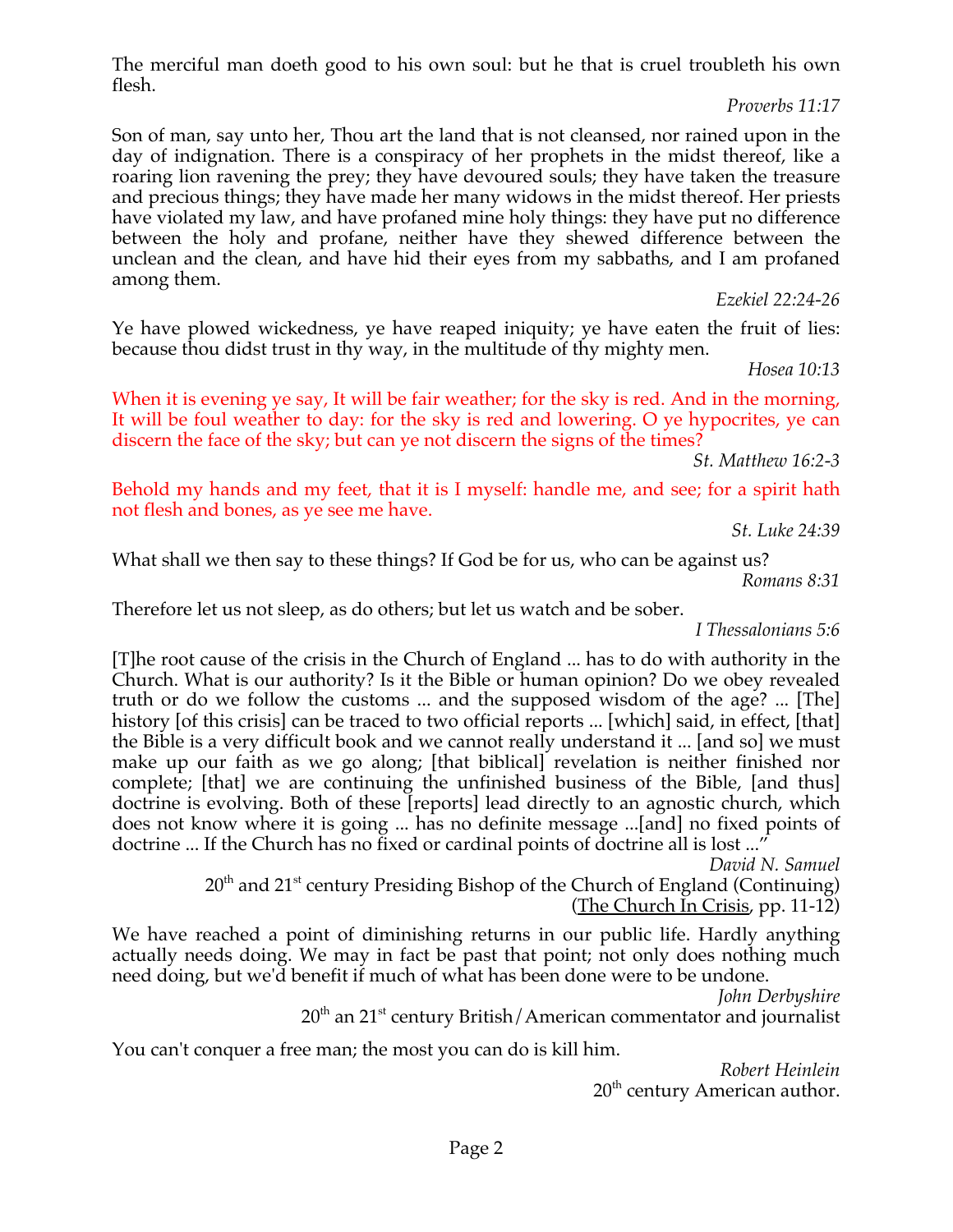The merciful man doeth good to his own soul: but he that is cruel troubleth his own flesh.

*Proverbs 11:17*

Son of man, say unto her, Thou art the land that is not cleansed, nor rained upon in the day of indignation. There is a conspiracy of her prophets in the midst thereof, like a roaring lion ravening the prey; they have devoured souls; they have taken the treasure and precious things; they have made her many widows in the midst thereof. Her priests have violated my law, and have profaned mine holy things: they have put no difference between the holy and profane, neither have they shewed difference between the unclean and the clean, and have hid their eyes from my sabbaths, and I am profaned among them.

*Ezekiel 22:24-26*

Ye have plowed wickedness, ye have reaped iniquity; ye have eaten the fruit of lies: because thou didst trust in thy way, in the multitude of thy mighty men.

*Hosea 10:13*

When it is evening ye say, It will be fair weather; for the sky is red. And in the morning, It will be foul weather to day: for the sky is red and lowering. O ye hypocrites, ye can discern the face of the sky; but can ye not discern the signs of the times?

*St. Matthew 16:2-3*

Behold my hands and my feet, that it is I myself: handle me, and see; for a spirit hath not flesh and bones, as ye see me have.

*St. Luke 24:39*

What shall we then say to these things? If God be for us, who can be against us?

*Romans 8:31*

Therefore let us not sleep, as do others; but let us watch and be sober.

*I Thessalonians 5:6*

[T]he root cause of the crisis in the Church of England ... has to do with authority in the Church. What is our authority? Is it the Bible or human opinion? Do we obey revealed truth or do we follow the customs ... and the supposed wisdom of the age? ... [The] history [of this crisis] can be traced to two official reports ... [which] said, in effect, [that] the Bible is a very difficult book and we cannot really understand it ... [and so] we must make up our faith as we go along; [that biblical] revelation is neither finished nor complete; [that] we are continuing the unfinished business of the Bible, [and thus] doctrine is evolving. Both of these [reports] lead directly to an agnostic church, which does not know where it is going ... has no definite message ...[and] no fixed points of doctrine ... If the Church has no fixed or cardinal points of doctrine all is lost ..."

*David N. Samuel*
20th and 21st century Presiding Bishop of the Church of England (Continuing)
(The Church In Crisis, pp. 11-12)

We have reached a point of diminishing returns in our public life. Hardly anything actually needs doing. We may in fact be past that point; not only does nothing much need doing, but we'd benefit if much of what has been done were to be undone.

*John Derbyshire*
20th an 21st century British/American commentator and journalist

You can't conquer a free man; the most you can do is kill him.

*Robert Heinlein*
20th century American author.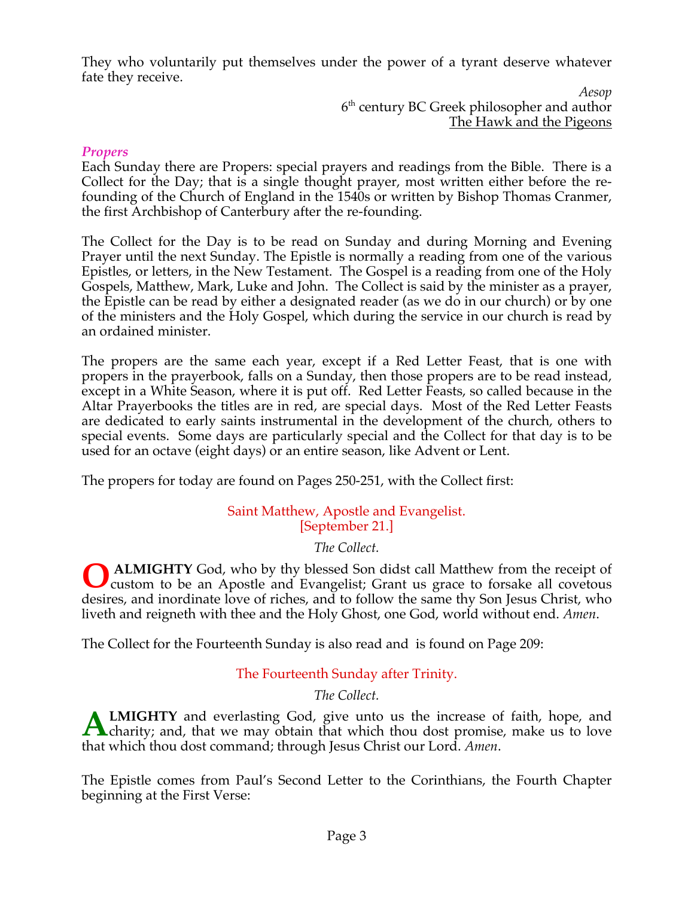They who voluntarily put themselves under the power of a tyrant deserve whatever fate they receive.

*Aesop*
6th century BC Greek philosopher and author
The Hawk and the Pigeons

### *Propers*

Each Sunday there are Propers: special prayers and readings from the Bible. There is a Collect for the Day; that is a single thought prayer, most written either before the re-founding of the Church of England in the 1540s or written by Bishop Thomas Cranmer, the first Archbishop of Canterbury after the re-founding.

The Collect for the Day is to be read on Sunday and during Morning and Evening Prayer until the next Sunday. The Epistle is normally a reading from one of the various Epistles, or letters, in the New Testament. The Gospel is a reading from one of the Holy Gospels, Matthew, Mark, Luke and John. The Collect is said by the minister as a prayer, the Epistle can be read by either a designated reader (as we do in our church) or by one of the ministers and the Holy Gospel, which during the service in our church is read by an ordained minister.

The propers are the same each year, except if a Red Letter Feast, that is one with propers in the prayerbook, falls on a Sunday, then those propers are to be read instead, except in a White Season, where it is put off. Red Letter Feasts, so called because in the Altar Prayerbooks the titles are in red, are special days. Most of the Red Letter Feasts are dedicated to early saints instrumental in the development of the church, others to special events. Some days are particularly special and the Collect for that day is to be used for an octave (eight days) or an entire season, like Advent or Lent.

The propers for today are found on Pages 250-251, with the Collect first:

Saint Matthew, Apostle and Evangelist.
[September 21.]

*The Collect.*

**O ALMIGHTY** God, who by thy blessed Son didst call Matthew from the receipt of custom to be an Apostle and Evangelist; Grant us grace to forsake all covetous desires, and inordinate love of riches, and to follow the same thy Son Jesus Christ, who liveth and reigneth with thee and the Holy Ghost, one God, world without end. *Amen*.

The Collect for the Fourteenth Sunday is also read and is found on Page 209:

The Fourteenth Sunday after Trinity.

*The Collect.*

**ALMIGHTY** and everlasting God, give unto us the increase of faith, hope, and charity; and, that we may obtain that which thou dost promise, make us to love that which thou dost command; through Jesus Christ our Lord. *Amen*.

The Epistle comes from Paul's Second Letter to the Corinthians, the Fourth Chapter beginning at the First Verse: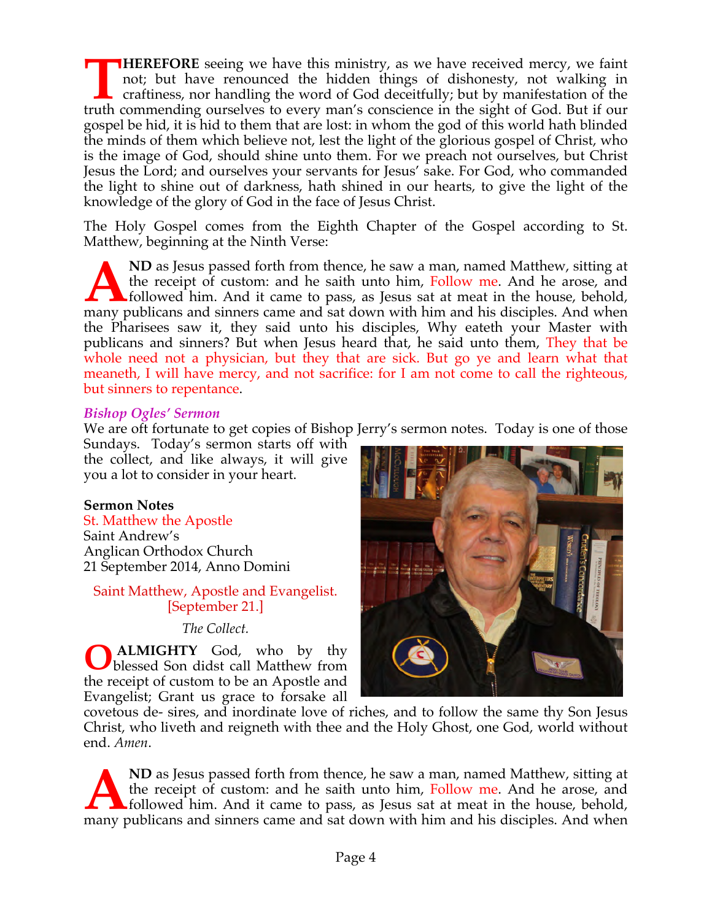**THEREFORE** seeing we have this ministry, as we have received mercy, we faint not; but have renounced the hidden things of dishonesty, not walking in craftiness, nor handling the word of God deceitfully; but by manifestation of the truth commending ourselves to every man's conscience in the sight of God. But if our gospel be hid, it is hid to them that are lost: in whom the god of this world hath blinded the minds of them which believe not, lest the light of the glorious gospel of Christ, who is the image of God, should shine unto them. For we preach not ourselves, but Christ Jesus the Lord; and ourselves your servants for Jesus' sake. For God, who commanded the light to shine out of darkness, hath shined in our hearts, to give the light of the knowledge of the glory of God in the face of Jesus Christ.

The Holy Gospel comes from the Eighth Chapter of the Gospel according to St. Matthew, beginning at the Ninth Verse:

**AND** as Jesus passed forth from thence, he saw a man, named Matthew, sitting at the receipt of custom: and he saith unto him, Follow me. And he arose, and followed him. And it came to pass, as Jesus sat at meat in the house, behold, many publicans and sinners came and sat down with him and his disciples. And when the Pharisees saw it, they said unto his disciples, Why eateth your Master with publicans and sinners? But when Jesus heard that, he said unto them, They that be whole need not a physician, but they that are sick. But go ye and learn what that meaneth, I will have mercy, and not sacrifice: for I am not come to call the righteous, but sinners to repentance.

### *Bishop Ogles' Sermon*

We are oft fortunate to get copies of Bishop Jerry's sermon notes. Today is one of those Sundays. Today's sermon starts off with the collect, and like always, it will give you a lot to consider in your heart.

**Sermon Notes**
St. Matthew the Apostle
Saint Andrew's
Anglican Orthodox Church
21 September 2014, Anno Domini

Saint Matthew, Apostle and Evangelist.
[September 21.]

*The Collect.*

**O ALMIGHTY** God, who by thy blessed Son didst call Matthew from the receipt of custom to be an Apostle and Evangelist; Grant us grace to forsake all covetous de- sires, and inordinate love of riches, and to follow the same thy Son Jesus Christ, who liveth and reigneth with thee and the Holy Ghost, one God, world without end. *Amen*.

**AND** as Jesus passed forth from thence, he saw a man, named Matthew, sitting at the receipt of custom: and he saith unto him, Follow me. And he arose, and followed him. And it came to pass, as Jesus sat at meat in the house, behold, many publicans and sinners came and sat down with him and his disciples. And when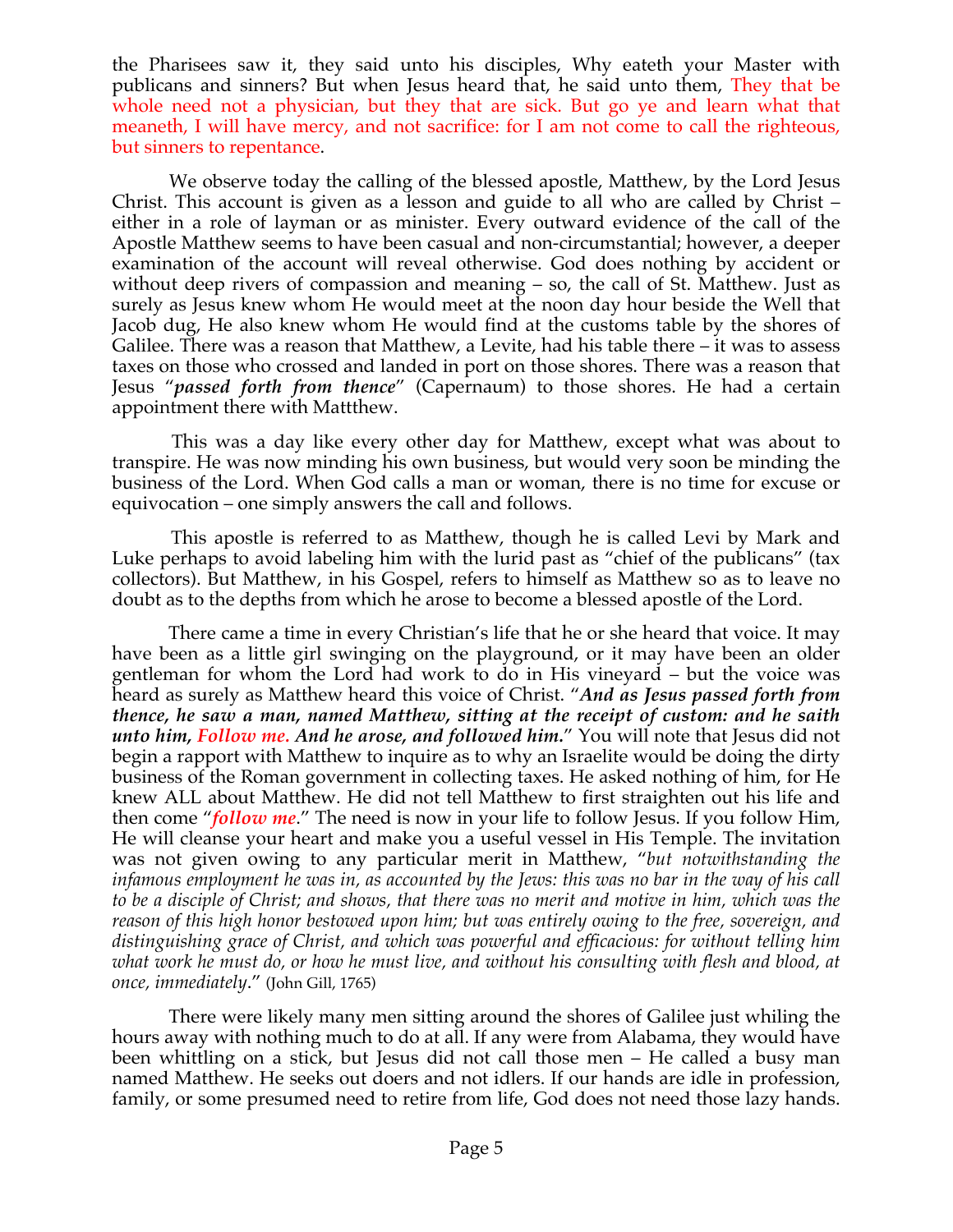the Pharisees saw it, they said unto his disciples, Why eateth your Master with publicans and sinners? But when Jesus heard that, he said unto them, They that be whole need not a physician, but they that are sick. But go ye and learn what that meaneth, I will have mercy, and not sacrifice: for I am not come to call the righteous, but sinners to repentance.

We observe today the calling of the blessed apostle, Matthew, by the Lord Jesus Christ. This account is given as a lesson and guide to all who are called by Christ – either in a role of layman or as minister. Every outward evidence of the call of the Apostle Matthew seems to have been casual and non-circumstantial; however, a deeper examination of the account will reveal otherwise. God does nothing by accident or without deep rivers of compassion and meaning – so, the call of St. Matthew. Just as surely as Jesus knew whom He would meet at the noon day hour beside the Well that Jacob dug, He also knew whom He would find at the customs table by the shores of Galilee. There was a reason that Matthew, a Levite, had his table there – it was to assess taxes on those who crossed and landed in port on those shores. There was a reason that Jesus "***passed forth from thence***" (Capernaum) to those shores. He had a certain appointment there with Mattthew.

This was a day like every other day for Matthew, except what was about to transpire. He was now minding his own business, but would very soon be minding the business of the Lord. When God calls a man or woman, there is no time for excuse or equivocation – one simply answers the call and follows.

This apostle is referred to as Matthew, though he is called Levi by Mark and Luke perhaps to avoid labeling him with the lurid past as "chief of the publicans" (tax collectors). But Matthew, in his Gospel, refers to himself as Matthew so as to leave no doubt as to the depths from which he arose to become a blessed apostle of the Lord.

There came a time in every Christian's life that he or she heard that voice. It may have been as a little girl swinging on the playground, or it may have been an older gentleman for whom the Lord had work to do in His vineyard – but the voice was heard as surely as Matthew heard this voice of Christ. "***And as Jesus passed forth from thence, he saw a man, named Matthew, sitting at the receipt of custom: and he saith unto him, Follow me. And he arose, and followed him.***" You will note that Jesus did not begin a rapport with Matthew to inquire as to why an Israelite would be doing the dirty business of the Roman government in collecting taxes. He asked nothing of him, for He knew ALL about Matthew. He did not tell Matthew to first straighten out his life and then come "***follow me***." The need is now in your life to follow Jesus. If you follow Him, He will cleanse your heart and make you a useful vessel in His Temple. The invitation was not given owing to any particular merit in Matthew, "*but notwithstanding the infamous employment he was in, as accounted by the Jews: this was no bar in the way of his call to be a disciple of Christ; and shows, that there was no merit and motive in him, which was the reason of this high honor bestowed upon him; but was entirely owing to the free, sovereign, and distinguishing grace of Christ, and which was powerful and efficacious: for without telling him what work he must do, or how he must live, and without his consulting with flesh and blood, at once, immediately*." (John Gill, 1765)

There were likely many men sitting around the shores of Galilee just whiling the hours away with nothing much to do at all. If any were from Alabama, they would have been whittling on a stick, but Jesus did not call those men – He called a busy man named Matthew. He seeks out doers and not idlers. If our hands are idle in profession, family, or some presumed need to retire from life, God does not need those lazy hands.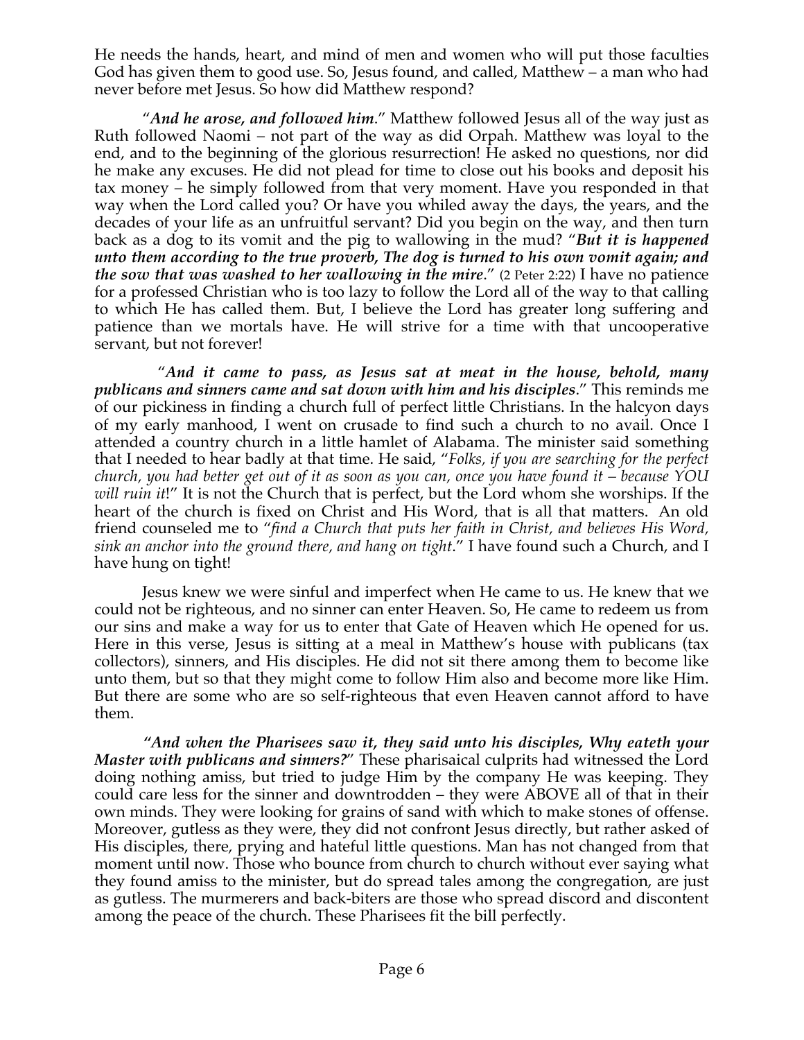He needs the hands, heart, and mind of men and women who will put those faculties God has given them to good use. So, Jesus found, and called, Matthew – a man who had never before met Jesus. So how did Matthew respond?

"***And he arose, and followed him***." Matthew followed Jesus all of the way just as Ruth followed Naomi – not part of the way as did Orpah. Matthew was loyal to the end, and to the beginning of the glorious resurrection! He asked no questions, nor did he make any excuses. He did not plead for time to close out his books and deposit his tax money – he simply followed from that very moment. Have you responded in that way when the Lord called you? Or have you whiled away the days, the years, and the decades of your life as an unfruitful servant? Did you begin on the way, and then turn back as a dog to its vomit and the pig to wallowing in the mud? "***But it is happened unto them according to the true proverb, The dog is turned to his own vomit again; and the sow that was washed to her wallowing in the mire***." (2 Peter 2:22) I have no patience for a professed Christian who is too lazy to follow the Lord all of the way to that calling to which He has called them. But, I believe the Lord has greater long suffering and patience than we mortals have. He will strive for a time with that uncooperative servant, but not forever!

"***And it came to pass, as Jesus sat at meat in the house, behold, many publicans and sinners came and sat down with him and his disciples***." This reminds me of our pickiness in finding a church full of perfect little Christians. In the halcyon days of my early manhood, I went on crusade to find such a church to no avail. Once I attended a country church in a little hamlet of Alabama. The minister said something that I needed to hear badly at that time. He said, "*Folks, if you are searching for the perfect church, you had better get out of it as soon as you can, once you have found it – because YOU will ruin it*!" It is not the Church that is perfect, but the Lord whom she worships. If the heart of the church is fixed on Christ and His Word, that is all that matters. An old friend counseled me to "*find a Church that puts her faith in Christ, and believes His Word, sink an anchor into the ground there, and hang on tight*." I have found such a Church, and I have hung on tight!

Jesus knew we were sinful and imperfect when He came to us. He knew that we could not be righteous, and no sinner can enter Heaven. So, He came to redeem us from our sins and make a way for us to enter that Gate of Heaven which He opened for us. Here in this verse, Jesus is sitting at a meal in Matthew's house with publicans (tax collectors), sinners, and His disciples. He did not sit there among them to become like unto them, but so that they might come to follow Him also and become more like Him. But there are some who are so self-righteous that even Heaven cannot afford to have them.

***"And when the Pharisees saw it, they said unto his disciples, Why eateth your Master with publicans and sinners?***" These pharisaical culprits had witnessed the Lord doing nothing amiss, but tried to judge Him by the company He was keeping. They could care less for the sinner and downtrodden – they were ABOVE all of that in their own minds. They were looking for grains of sand with which to make stones of offense. Moreover, gutless as they were, they did not confront Jesus directly, but rather asked of His disciples, there, prying and hateful little questions. Man has not changed from that moment until now. Those who bounce from church to church without ever saying what they found amiss to the minister, but do spread tales among the congregation, are just as gutless. The murmerers and back-biters are those who spread discord and discontent among the peace of the church. These Pharisees fit the bill perfectly.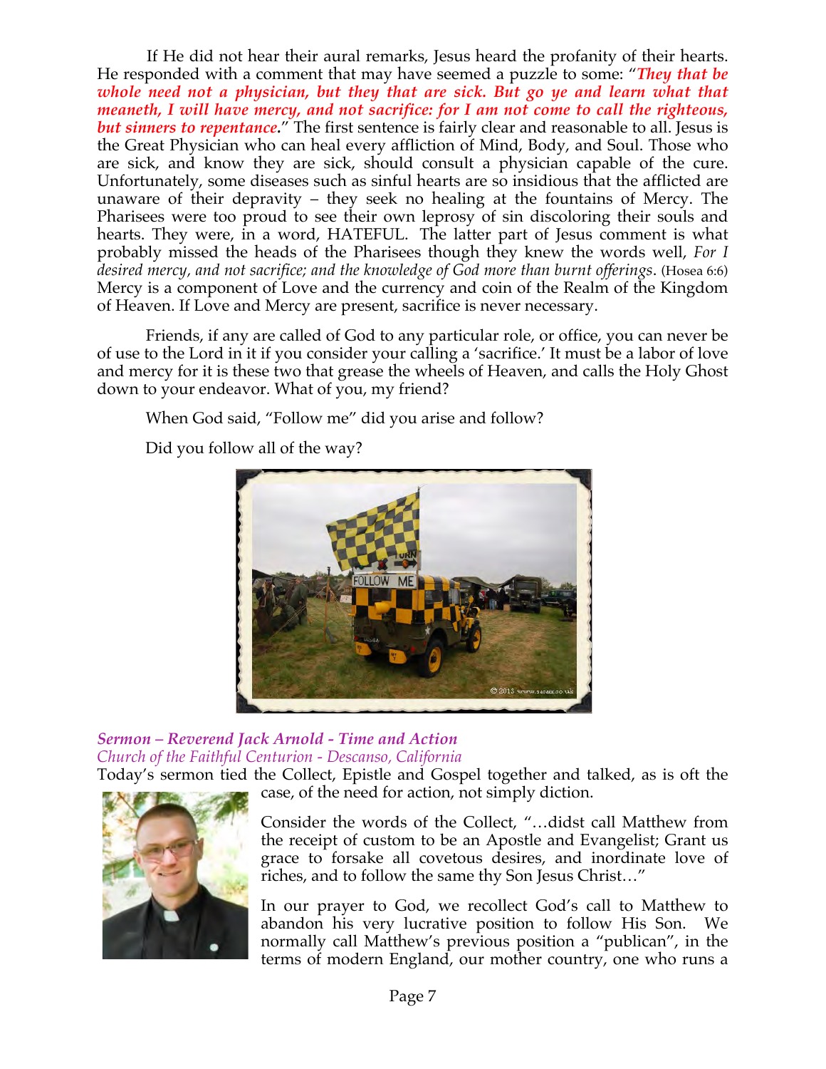If He did not hear their aural remarks, Jesus heard the profanity of their hearts. He responded with a comment that may have seemed a puzzle to some: "***They that be whole need not a physician, but they that are sick. But go ye and learn what that meaneth, I will have mercy, and not sacrifice: for I am not come to call the righteous, but sinners to repentance***." The first sentence is fairly clear and reasonable to all. Jesus is the Great Physician who can heal every affliction of Mind, Body, and Soul. Those who are sick, and know they are sick, should consult a physician capable of the cure. Unfortunately, some diseases such as sinful hearts are so insidious that the afflicted are unaware of their depravity – they seek no healing at the fountains of Mercy. The Pharisees were too proud to see their own leprosy of sin discoloring their souls and hearts. They were, in a word, HATEFUL. The latter part of Jesus comment is what probably missed the heads of the Pharisees though they knew the words well, *For I desired mercy, and not sacrifice; and the knowledge of God more than burnt offerings*. (Hosea 6:6) Mercy is a component of Love and the currency and coin of the Realm of the Kingdom of Heaven. If Love and Mercy are present, sacrifice is never necessary.

Friends, if any are called of God to any particular role, or office, you can never be of use to the Lord in it if you consider your calling a 'sacrifice.' It must be a labor of love and mercy for it is these two that grease the wheels of Heaven, and calls the Holy Ghost down to your endeavor. What of you, my friend?

When God said, "Follow me" did you arise and follow?

Did you follow all of the way?

*Sermon – Reverend Jack Arnold - Time and Action*

*Church of the Faithful Centurion - Descanso, California*

Today's sermon tied the Collect, Epistle and Gospel together and talked, as is oft the case, of the need for action, not simply diction.

Consider the words of the Collect, "…didst call Matthew from the receipt of custom to be an Apostle and Evangelist; Grant us grace to forsake all covetous desires, and inordinate love of riches, and to follow the same thy Son Jesus Christ…"

In our prayer to God, we recollect God's call to Matthew to abandon his very lucrative position to follow His Son. We normally call Matthew's previous position a "publican", in the terms of modern England, our mother country, one who runs a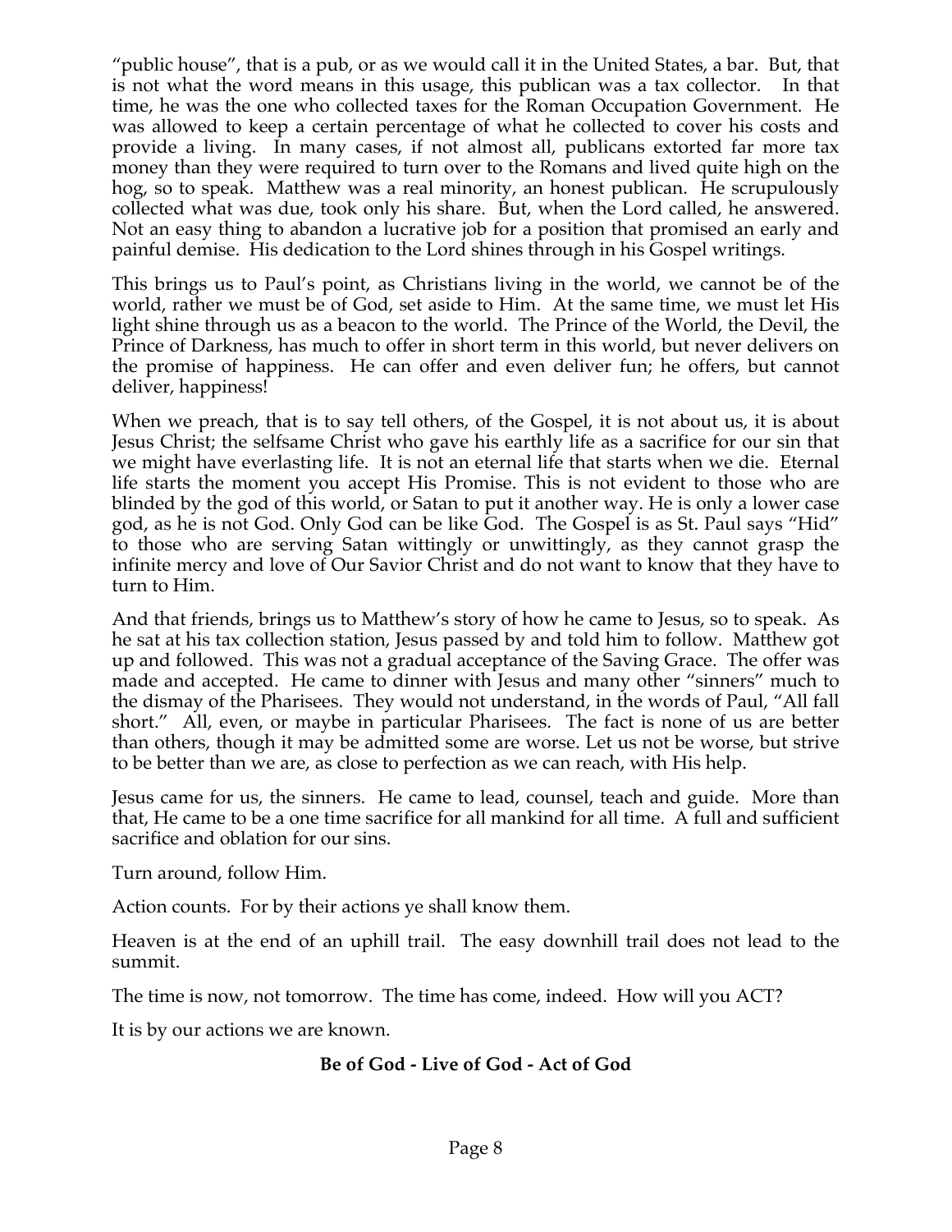"public house", that is a pub, or as we would call it in the United States, a bar. But, that is not what the word means in this usage, this publican was a tax collector. In that time, he was the one who collected taxes for the Roman Occupation Government. He was allowed to keep a certain percentage of what he collected to cover his costs and provide a living. In many cases, if not almost all, publicans extorted far more tax money than they were required to turn over to the Romans and lived quite high on the hog, so to speak. Matthew was a real minority, an honest publican. He scrupulously collected what was due, took only his share. But, when the Lord called, he answered. Not an easy thing to abandon a lucrative job for a position that promised an early and painful demise. His dedication to the Lord shines through in his Gospel writings.

This brings us to Paul's point, as Christians living in the world, we cannot be of the world, rather we must be of God, set aside to Him. At the same time, we must let His light shine through us as a beacon to the world. The Prince of the World, the Devil, the Prince of Darkness, has much to offer in short term in this world, but never delivers on the promise of happiness. He can offer and even deliver fun; he offers, but cannot deliver, happiness!

When we preach, that is to say tell others, of the Gospel, it is not about us, it is about Jesus Christ; the selfsame Christ who gave his earthly life as a sacrifice for our sin that we might have everlasting life. It is not an eternal life that starts when we die. Eternal life starts the moment you accept His Promise. This is not evident to those who are blinded by the god of this world, or Satan to put it another way. He is only a lower case god, as he is not God. Only God can be like God. The Gospel is as St. Paul says "Hid" to those who are serving Satan wittingly or unwittingly, as they cannot grasp the infinite mercy and love of Our Savior Christ and do not want to know that they have to turn to Him.

And that friends, brings us to Matthew's story of how he came to Jesus, so to speak. As he sat at his tax collection station, Jesus passed by and told him to follow. Matthew got up and followed. This was not a gradual acceptance of the Saving Grace. The offer was made and accepted. He came to dinner with Jesus and many other "sinners" much to the dismay of the Pharisees. They would not understand, in the words of Paul, "All fall short." All, even, or maybe in particular Pharisees. The fact is none of us are better than others, though it may be admitted some are worse. Let us not be worse, but strive to be better than we are, as close to perfection as we can reach, with His help.

Jesus came for us, the sinners. He came to lead, counsel, teach and guide. More than that, He came to be a one time sacrifice for all mankind for all time. A full and sufficient sacrifice and oblation for our sins.

Turn around, follow Him.

Action counts. For by their actions ye shall know them.

Heaven is at the end of an uphill trail. The easy downhill trail does not lead to the summit.

The time is now, not tomorrow. The time has come, indeed. How will you ACT?

It is by our actions we are known.

**Be of God - Live of God - Act of God**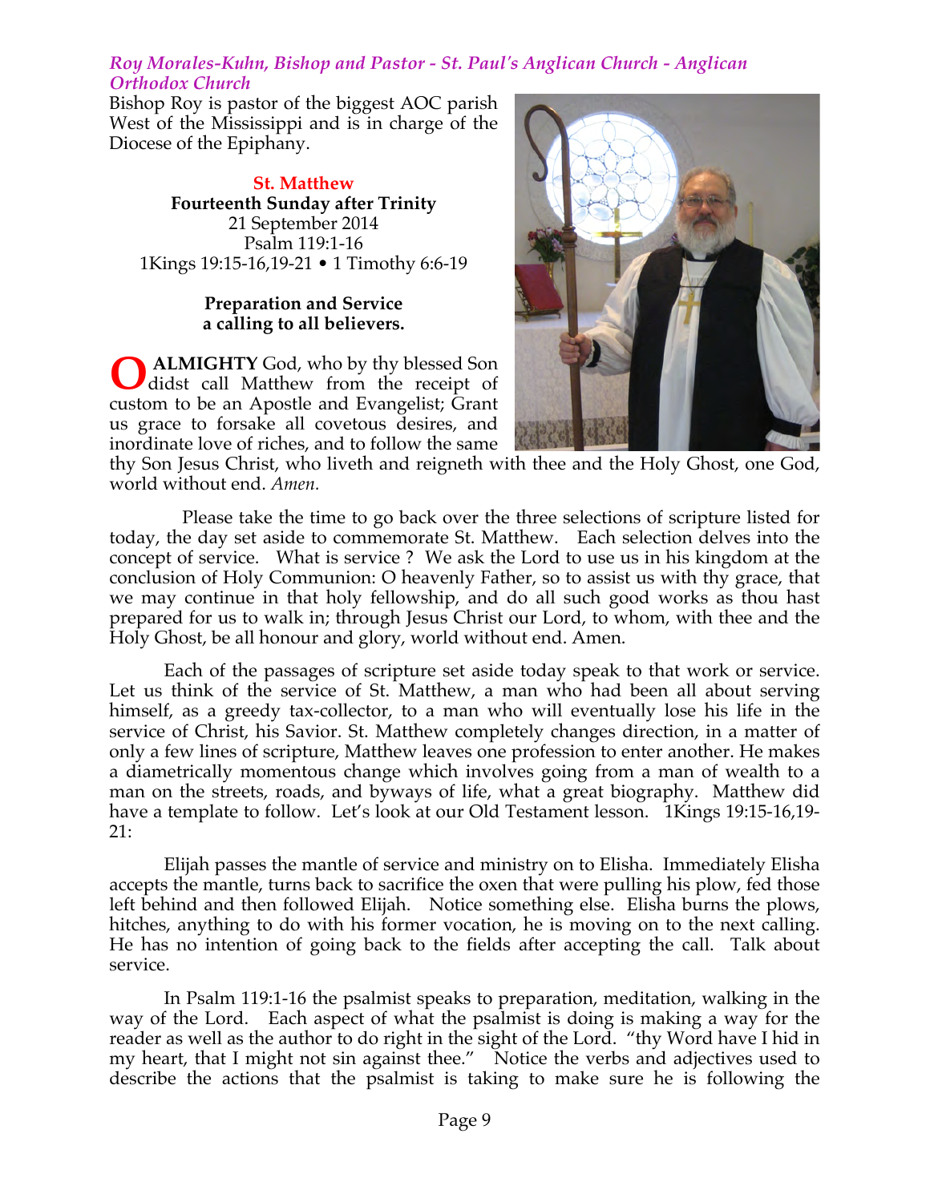*Roy Morales-Kuhn, Bishop and Pastor - St. Paul's Anglican Church - Anglican Orthodox Church*

Bishop Roy is pastor of the biggest AOC parish West of the Mississippi and is in charge of the Diocese of the Epiphany.

**St. Matthew**
**Fourteenth Sunday after Trinity**
21 September 2014
Psalm 119:1-16
1Kings 19:15-16,19-21 • 1 Timothy 6:6-19

**Preparation and Service a calling to all believers.**

**O ALMIGHTY** God, who by thy blessed Son didst call Matthew from the receipt of custom to be an Apostle and Evangelist; Grant us grace to forsake all covetous desires, and inordinate love of riches, and to follow the same thy Son Jesus Christ, who liveth and reigneth with thee and the Holy Ghost, one God, world without end. *Amen.*

Please take the time to go back over the three selections of scripture listed for today, the day set aside to commemorate St. Matthew. Each selection delves into the concept of service. What is service ? We ask the Lord to use us in his kingdom at the conclusion of Holy Communion: O heavenly Father, so to assist us with thy grace, that we may continue in that holy fellowship, and do all such good works as thou hast prepared for us to walk in; through Jesus Christ our Lord, to whom, with thee and the Holy Ghost, be all honour and glory, world without end. Amen.

Each of the passages of scripture set aside today speak to that work or service. Let us think of the service of St. Matthew, a man who had been all about serving himself, as a greedy tax-collector, to a man who will eventually lose his life in the service of Christ, his Savior. St. Matthew completely changes direction, in a matter of only a few lines of scripture, Matthew leaves one profession to enter another. He makes a diametrically momentous change which involves going from a man of wealth to a man on the streets, roads, and byways of life, what a great biography. Matthew did have a template to follow. Let's look at our Old Testament lesson. 1Kings 19:15-16,19-21:

Elijah passes the mantle of service and ministry on to Elisha. Immediately Elisha accepts the mantle, turns back to sacrifice the oxen that were pulling his plow, fed those left behind and then followed Elijah. Notice something else. Elisha burns the plows, hitches, anything to do with his former vocation, he is moving on to the next calling. He has no intention of going back to the fields after accepting the call. Talk about service.

In Psalm 119:1-16 the psalmist speaks to preparation, meditation, walking in the way of the Lord. Each aspect of what the psalmist is doing is making a way for the reader as well as the author to do right in the sight of the Lord. "thy Word have I hid in my heart, that I might not sin against thee." Notice the verbs and adjectives used to describe the actions that the psalmist is taking to make sure he is following the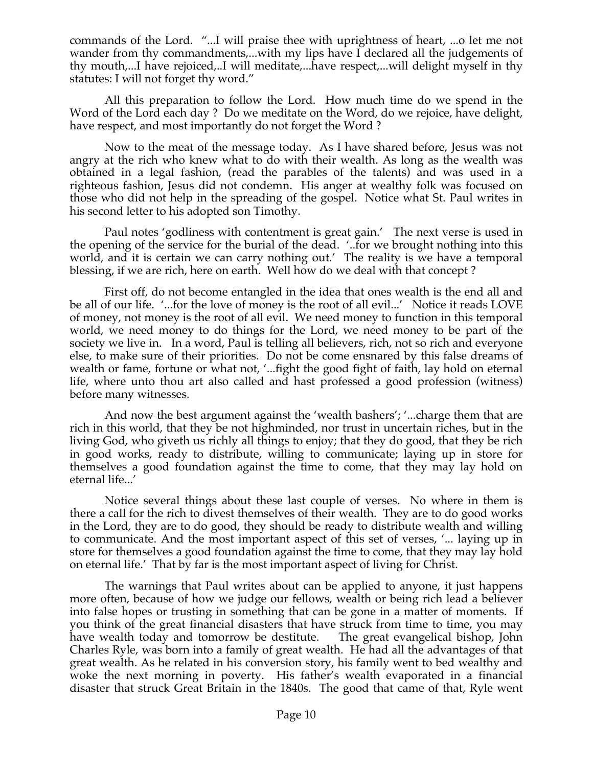commands of the Lord. "...I will praise thee with uprightness of heart, ...o let me not wander from thy commandments,...with my lips have I declared all the judgements of thy mouth,...I have rejoiced,..I will meditate,...have respect,...will delight myself in thy statutes: I will not forget thy word."

All this preparation to follow the Lord. How much time do we spend in the Word of the Lord each day ? Do we meditate on the Word, do we rejoice, have delight, have respect, and most importantly do not forget the Word ?

Now to the meat of the message today. As I have shared before, Jesus was not angry at the rich who knew what to do with their wealth. As long as the wealth was obtained in a legal fashion, (read the parables of the talents) and was used in a righteous fashion, Jesus did not condemn. His anger at wealthy folk was focused on those who did not help in the spreading of the gospel. Notice what St. Paul writes in his second letter to his adopted son Timothy.

Paul notes 'godliness with contentment is great gain.' The next verse is used in the opening of the service for the burial of the dead. '..for we brought nothing into this world, and it is certain we can carry nothing out.' The reality is we have a temporal blessing, if we are rich, here on earth. Well how do we deal with that concept ?

First off, do not become entangled in the idea that ones wealth is the end all and be all of our life. '...for the love of money is the root of all evil...' Notice it reads LOVE of money, not money is the root of all evil. We need money to function in this temporal world, we need money to do things for the Lord, we need money to be part of the society we live in. In a word, Paul is telling all believers, rich, not so rich and everyone else, to make sure of their priorities. Do not be come ensnared by this false dreams of wealth or fame, fortune or what not, '...fight the good fight of faith, lay hold on eternal life, where unto thou art also called and hast professed a good profession (witness) before many witnesses.

And now the best argument against the 'wealth bashers'; '...charge them that are rich in this world, that they be not highminded, nor trust in uncertain riches, but in the living God, who giveth us richly all things to enjoy; that they do good, that they be rich in good works, ready to distribute, willing to communicate; laying up in store for themselves a good foundation against the time to come, that they may lay hold on eternal life...'

Notice several things about these last couple of verses. No where in them is there a call for the rich to divest themselves of their wealth. They are to do good works in the Lord, they are to do good, they should be ready to distribute wealth and willing to communicate. And the most important aspect of this set of verses, '... laying up in store for themselves a good foundation against the time to come, that they may lay hold on eternal life.' That by far is the most important aspect of living for Christ.

The warnings that Paul writes about can be applied to anyone, it just happens more often, because of how we judge our fellows, wealth or being rich lead a believer into false hopes or trusting in something that can be gone in a matter of moments. If you think of the great financial disasters that have struck from time to time, you may have wealth today and tomorrow be destitute. The great evangelical bishop, John Charles Ryle, was born into a family of great wealth. He had all the advantages of that great wealth. As he related in his conversion story, his family went to bed wealthy and woke the next morning in poverty. His father's wealth evaporated in a financial disaster that struck Great Britain in the 1840s. The good that came of that, Ryle went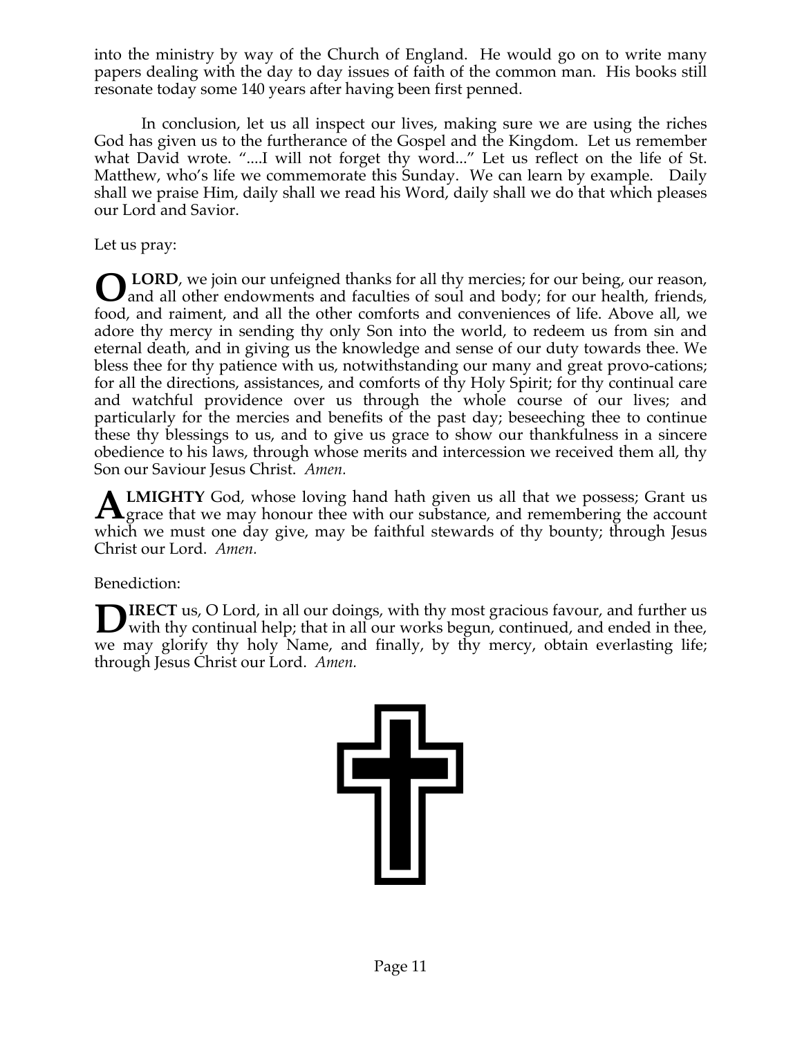into the ministry by way of the Church of England. He would go on to write many papers dealing with the day to day issues of faith of the common man. His books still resonate today some 140 years after having been first penned.

In conclusion, let us all inspect our lives, making sure we are using the riches God has given us to the furtherance of the Gospel and the Kingdom. Let us remember what David wrote. "....I will not forget thy word..." Let us reflect on the life of St. Matthew, who's life we commemorate this Sunday. We can learn by example. Daily shall we praise Him, daily shall we read his Word, daily shall we do that which pleases our Lord and Savior.

Let us pray:

**O LORD**, we join our unfeigned thanks for all thy mercies; for our being, our reason, and all other endowments and faculties of soul and body; for our health, friends, food, and raiment, and all the other comforts and conveniences of life. Above all, we adore thy mercy in sending thy only Son into the world, to redeem us from sin and eternal death, and in giving us the knowledge and sense of our duty towards thee. We bless thee for thy patience with us, notwithstanding our many and great provo-cations; for all the directions, assistances, and comforts of thy Holy Spirit; for thy continual care and watchful providence over us through the whole course of our lives; and particularly for the mercies and benefits of the past day; beseeching thee to continue these thy blessings to us, and to give us grace to show our thankfulness in a sincere obedience to his laws, through whose merits and intercession we received them all, thy Son our Saviour Jesus Christ. *Amen.*

**ALMIGHTY** God, whose loving hand hath given us all that we possess; Grant us grace that we may honour thee with our substance, and remembering the account which we must one day give, may be faithful stewards of thy bounty; through Jesus Christ our Lord. *Amen.*

Benediction:

**DIRECT** us, O Lord, in all our doings, with thy most gracious favour, and further us with thy continual help; that in all our works begun, continued, and ended in thee, we may glorify thy holy Name, and finally, by thy mercy, obtain everlasting life; through Jesus Christ our Lord. *Amen.*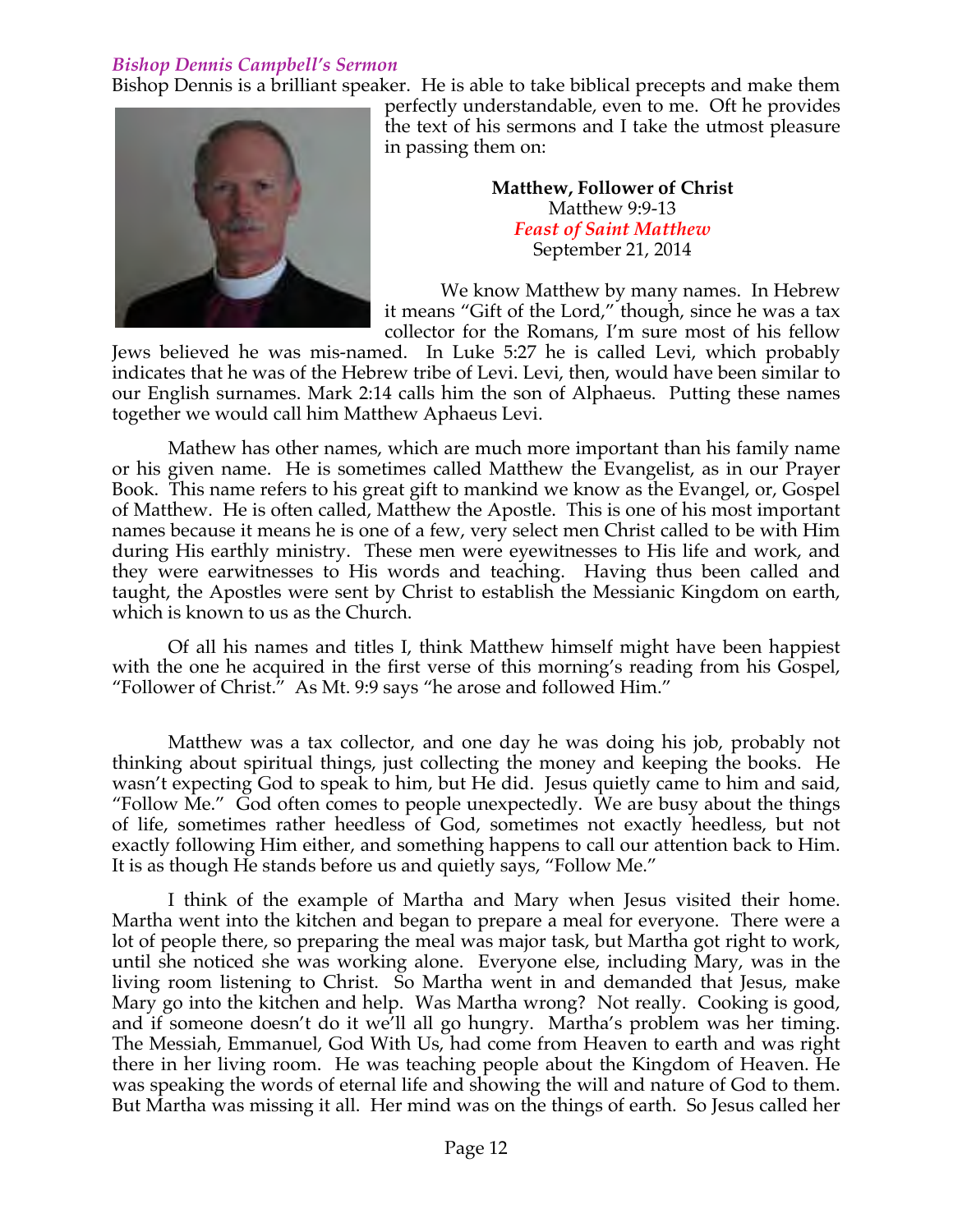### *Bishop Dennis Campbell's Sermon*

Bishop Dennis is a brilliant speaker. He is able to take biblical precepts and make them perfectly understandable, even to me. Oft he provides the text of his sermons and I take the utmost pleasure in passing them on:

**Matthew, Follower of Christ**
Matthew 9:9-13
*Feast of Saint Matthew*
September 21, 2014

We know Matthew by many names. In Hebrew it means "Gift of the Lord," though, since he was a tax collector for the Romans, I'm sure most of his fellow Jews believed he was mis-named. In Luke 5:27 he is called Levi, which probably indicates that he was of the Hebrew tribe of Levi. Levi, then, would have been similar to our English surnames. Mark 2:14 calls him the son of Alphaeus. Putting these names together we would call him Matthew Aphaeus Levi.

Mathew has other names, which are much more important than his family name or his given name. He is sometimes called Matthew the Evangelist, as in our Prayer Book. This name refers to his great gift to mankind we know as the Evangel, or, Gospel of Matthew. He is often called, Matthew the Apostle. This is one of his most important names because it means he is one of a few, very select men Christ called to be with Him during His earthly ministry. These men were eyewitnesses to His life and work, and they were earwitnesses to His words and teaching. Having thus been called and taught, the Apostles were sent by Christ to establish the Messianic Kingdom on earth, which is known to us as the Church.

Of all his names and titles I, think Matthew himself might have been happiest with the one he acquired in the first verse of this morning's reading from his Gospel, "Follower of Christ." As Mt. 9:9 says "he arose and followed Him."

Matthew was a tax collector, and one day he was doing his job, probably not thinking about spiritual things, just collecting the money and keeping the books. He wasn't expecting God to speak to him, but He did. Jesus quietly came to him and said, "Follow Me." God often comes to people unexpectedly. We are busy about the things of life, sometimes rather heedless of God, sometimes not exactly heedless, but not exactly following Him either, and something happens to call our attention back to Him. It is as though He stands before us and quietly says, "Follow Me."

I think of the example of Martha and Mary when Jesus visited their home. Martha went into the kitchen and began to prepare a meal for everyone. There were a lot of people there, so preparing the meal was major task, but Martha got right to work, until she noticed she was working alone. Everyone else, including Mary, was in the living room listening to Christ. So Martha went in and demanded that Jesus, make Mary go into the kitchen and help. Was Martha wrong? Not really. Cooking is good, and if someone doesn't do it we'll all go hungry. Martha's problem was her timing. The Messiah, Emmanuel, God With Us, had come from Heaven to earth and was right there in her living room. He was teaching people about the Kingdom of Heaven. He was speaking the words of eternal life and showing the will and nature of God to them. But Martha was missing it all. Her mind was on the things of earth. So Jesus called her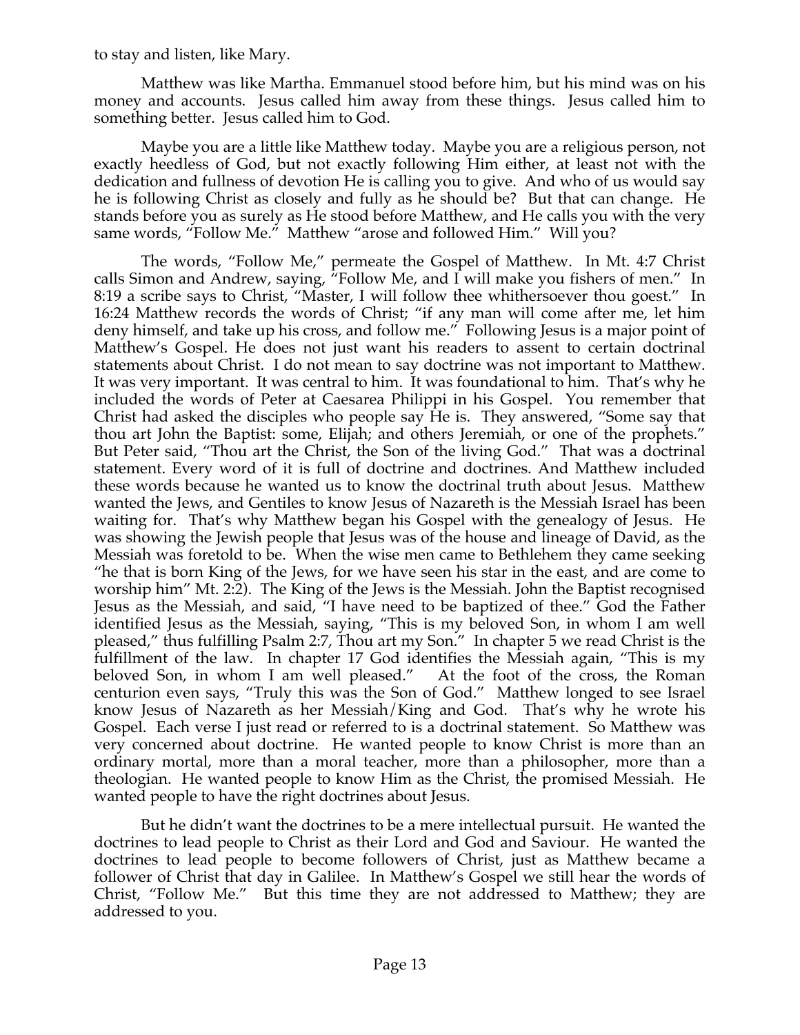to stay and listen, like Mary.

Matthew was like Martha. Emmanuel stood before him, but his mind was on his money and accounts. Jesus called him away from these things. Jesus called him to something better. Jesus called him to God.

Maybe you are a little like Matthew today. Maybe you are a religious person, not exactly heedless of God, but not exactly following Him either, at least not with the dedication and fullness of devotion He is calling you to give. And who of us would say he is following Christ as closely and fully as he should be? But that can change. He stands before you as surely as He stood before Matthew, and He calls you with the very same words, "Follow Me." Matthew "arose and followed Him." Will you?

The words, "Follow Me," permeate the Gospel of Matthew. In Mt. 4:7 Christ calls Simon and Andrew, saying, "Follow Me, and I will make you fishers of men." In 8:19 a scribe says to Christ, "Master, I will follow thee whithersoever thou goest." In 16:24 Matthew records the words of Christ; "if any man will come after me, let him deny himself, and take up his cross, and follow me." Following Jesus is a major point of Matthew's Gospel. He does not just want his readers to assent to certain doctrinal statements about Christ. I do not mean to say doctrine was not important to Matthew. It was very important. It was central to him. It was foundational to him. That's why he included the words of Peter at Caesarea Philippi in his Gospel. You remember that Christ had asked the disciples who people say He is. They answered, "Some say that thou art John the Baptist: some, Elijah; and others Jeremiah, or one of the prophets." But Peter said, "Thou art the Christ, the Son of the living God." That was a doctrinal statement. Every word of it is full of doctrine and doctrines. And Matthew included these words because he wanted us to know the doctrinal truth about Jesus. Matthew wanted the Jews, and Gentiles to know Jesus of Nazareth is the Messiah Israel has been waiting for. That's why Matthew began his Gospel with the genealogy of Jesus. He was showing the Jewish people that Jesus was of the house and lineage of David, as the Messiah was foretold to be. When the wise men came to Bethlehem they came seeking "he that is born King of the Jews, for we have seen his star in the east, and are come to worship him" Mt. 2:2). The King of the Jews is the Messiah. John the Baptist recognised Jesus as the Messiah, and said, "I have need to be baptized of thee." God the Father identified Jesus as the Messiah, saying, "This is my beloved Son, in whom I am well pleased," thus fulfilling Psalm 2:7, Thou art my Son." In chapter 5 we read Christ is the fulfillment of the law. In chapter 17 God identifies the Messiah again, "This is my beloved Son, in whom I am well pleased." At the foot of the cross, the Roman centurion even says, "Truly this was the Son of God." Matthew longed to see Israel know Jesus of Nazareth as her Messiah/King and God. That's why he wrote his Gospel. Each verse I just read or referred to is a doctrinal statement. So Matthew was very concerned about doctrine. He wanted people to know Christ is more than an ordinary mortal, more than a moral teacher, more than a philosopher, more than a theologian. He wanted people to know Him as the Christ, the promised Messiah. He wanted people to have the right doctrines about Jesus.

But he didn't want the doctrines to be a mere intellectual pursuit. He wanted the doctrines to lead people to Christ as their Lord and God and Saviour. He wanted the doctrines to lead people to become followers of Christ, just as Matthew became a follower of Christ that day in Galilee. In Matthew's Gospel we still hear the words of Christ, "Follow Me." But this time they are not addressed to Matthew; they are addressed to you.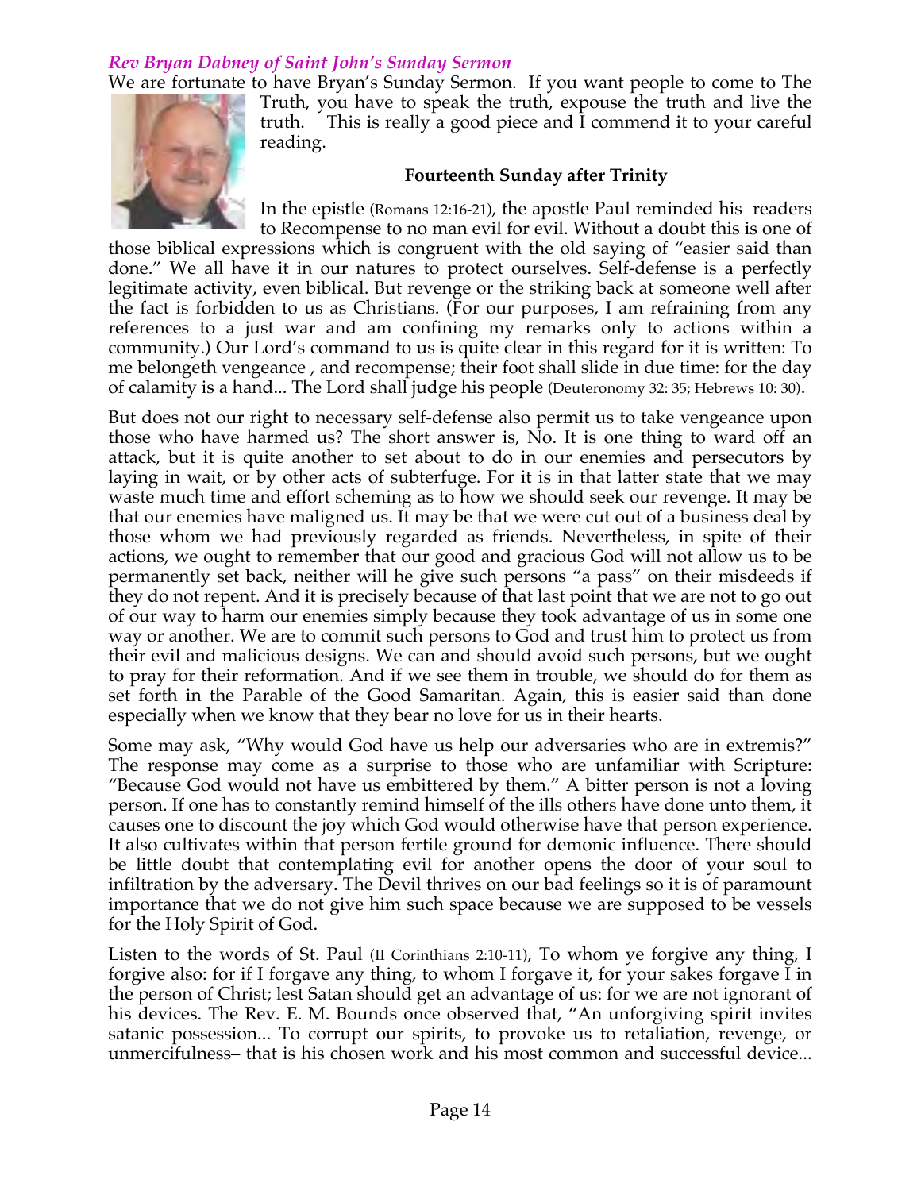### *Rev Bryan Dabney of Saint John's Sunday Sermon*

We are fortunate to have Bryan's Sunday Sermon. If you want people to come to The Truth, you have to speak the truth, expose the truth and live the truth. This is really a good piece and I commend it to your careful reading.

**Fourteenth Sunday after Trinity**

In the epistle (Romans 12:16-21), the apostle Paul reminded his readers to Recompense to no man evil for evil. Without a doubt this is one of those biblical expressions which is congruent with the old saying of "easier said than done." We all have it in our natures to protect ourselves. Self-defense is a perfectly legitimate activity, even biblical. But revenge or the striking back at someone well after the fact is forbidden to us as Christians. (For our purposes, I am refraining from any references to a just war and am confining my remarks only to actions within a community.) Our Lord's command to us is quite clear in this regard for it is written: To me belongeth vengeance , and recompense; their foot shall slide in due time: for the day of calamity is a hand... The Lord shall judge his people (Deuteronomy 32: 35; Hebrews 10: 30).

But does not our right to necessary self-defense also permit us to take vengeance upon those who have harmed us? The short answer is, No. It is one thing to ward off an attack, but it is quite another to set about to do in our enemies and persecutors by laying in wait, or by other acts of subterfuge. For it is in that latter state that we may waste much time and effort scheming as to how we should seek our revenge. It may be that our enemies have maligned us. It may be that we were cut out of a business deal by those whom we had previously regarded as friends. Nevertheless, in spite of their actions, we ought to remember that our good and gracious God will not allow us to be permanently set back, neither will he give such persons "a pass" on their misdeeds if they do not repent. And it is precisely because of that last point that we are not to go out of our way to harm our enemies simply because they took advantage of us in some one way or another. We are to commit such persons to God and trust him to protect us from their evil and malicious designs. We can and should avoid such persons, but we ought to pray for their reformation. And if we see them in trouble, we should do for them as set forth in the Parable of the Good Samaritan. Again, this is easier said than done especially when we know that they bear no love for us in their hearts.

Some may ask, "Why would God have us help our adversaries who are in extremis?" The response may come as a surprise to those who are unfamiliar with Scripture: "Because God would not have us embittered by them." A bitter person is not a loving person. If one has to constantly remind himself of the ills others have done unto them, it causes one to discount the joy which God would otherwise have that person experience. It also cultivates within that person fertile ground for demonic influence. There should be little doubt that contemplating evil for another opens the door of your soul to infiltration by the adversary. The Devil thrives on our bad feelings so it is of paramount importance that we do not give him such space because we are supposed to be vessels for the Holy Spirit of God.

Listen to the words of St. Paul (II Corinthians 2:10-11), To whom ye forgive any thing, I forgive also: for if I forgave any thing, to whom I forgave it, for your sakes forgave I in the person of Christ; lest Satan should get an advantage of us: for we are not ignorant of his devices. The Rev. E. M. Bounds once observed that, "An unforgiving spirit invites satanic possession... To corrupt our spirits, to provoke us to retaliation, revenge, or unmercifulness– that is his chosen work and his most common and successful device...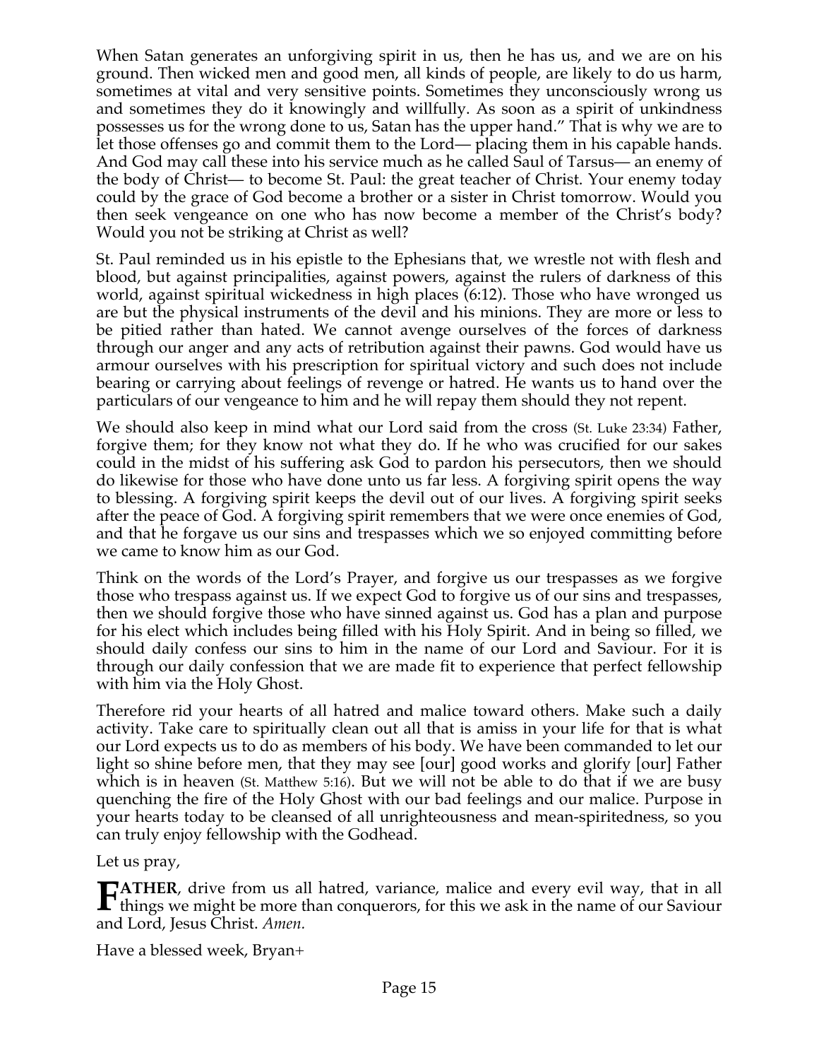When Satan generates an unforgiving spirit in us, then he has us, and we are on his ground. Then wicked men and good men, all kinds of people, are likely to do us harm, sometimes at vital and very sensitive points. Sometimes they unconsciously wrong us and sometimes they do it knowingly and willfully. As soon as a spirit of unkindness possesses us for the wrong done to us, Satan has the upper hand." That is why we are to let those offenses go and commit them to the Lord— placing them in his capable hands. And God may call these into his service much as he called Saul of Tarsus— an enemy of the body of Christ— to become St. Paul: the great teacher of Christ. Your enemy today could by the grace of God become a brother or a sister in Christ tomorrow. Would you then seek vengeance on one who has now become a member of the Christ's body? Would you not be striking at Christ as well?

St. Paul reminded us in his epistle to the Ephesians that, we wrestle not with flesh and blood, but against principalities, against powers, against the rulers of darkness of this world, against spiritual wickedness in high places (6:12). Those who have wronged us are but the physical instruments of the devil and his minions. They are more or less to be pitied rather than hated. We cannot avenge ourselves of the forces of darkness through our anger and any acts of retribution against their pawns. God would have us armour ourselves with his prescription for spiritual victory and such does not include bearing or carrying about feelings of revenge or hatred. He wants us to hand over the particulars of our vengeance to him and he will repay them should they not repent.

We should also keep in mind what our Lord said from the cross (St. Luke 23:34) Father, forgive them; for they know not what they do. If he who was crucified for our sakes could in the midst of his suffering ask God to pardon his persecutors, then we should do likewise for those who have done unto us far less. A forgiving spirit opens the way to blessing. A forgiving spirit keeps the devil out of our lives. A forgiving spirit seeks after the peace of God. A forgiving spirit remembers that we were once enemies of God, and that he forgave us our sins and trespasses which we so enjoyed committing before we came to know him as our God.

Think on the words of the Lord's Prayer, and forgive us our trespasses as we forgive those who trespass against us. If we expect God to forgive us of our sins and trespasses, then we should forgive those who have sinned against us. God has a plan and purpose for his elect which includes being filled with his Holy Spirit. And in being so filled, we should daily confess our sins to him in the name of our Lord and Saviour. For it is through our daily confession that we are made fit to experience that perfect fellowship with him via the Holy Ghost.

Therefore rid your hearts of all hatred and malice toward others. Make such a daily activity. Take care to spiritually clean out all that is amiss in your life for that is what our Lord expects us to do as members of his body. We have been commanded to let our light so shine before men, that they may see [our] good works and glorify [our] Father which is in heaven (St. Matthew 5:16). But we will not be able to do that if we are busy quenching the fire of the Holy Ghost with our bad feelings and our malice. Purpose in your hearts today to be cleansed of all unrighteousness and mean-spiritedness, so you can truly enjoy fellowship with the Godhead.

Let us pray,

**FATHER**, drive from us all hatred, variance, malice and every evil way, that in all things we might be more than conquerors, for this we ask in the name of our Saviour and Lord, Jesus Christ. *Amen.*

Have a blessed week, Bryan+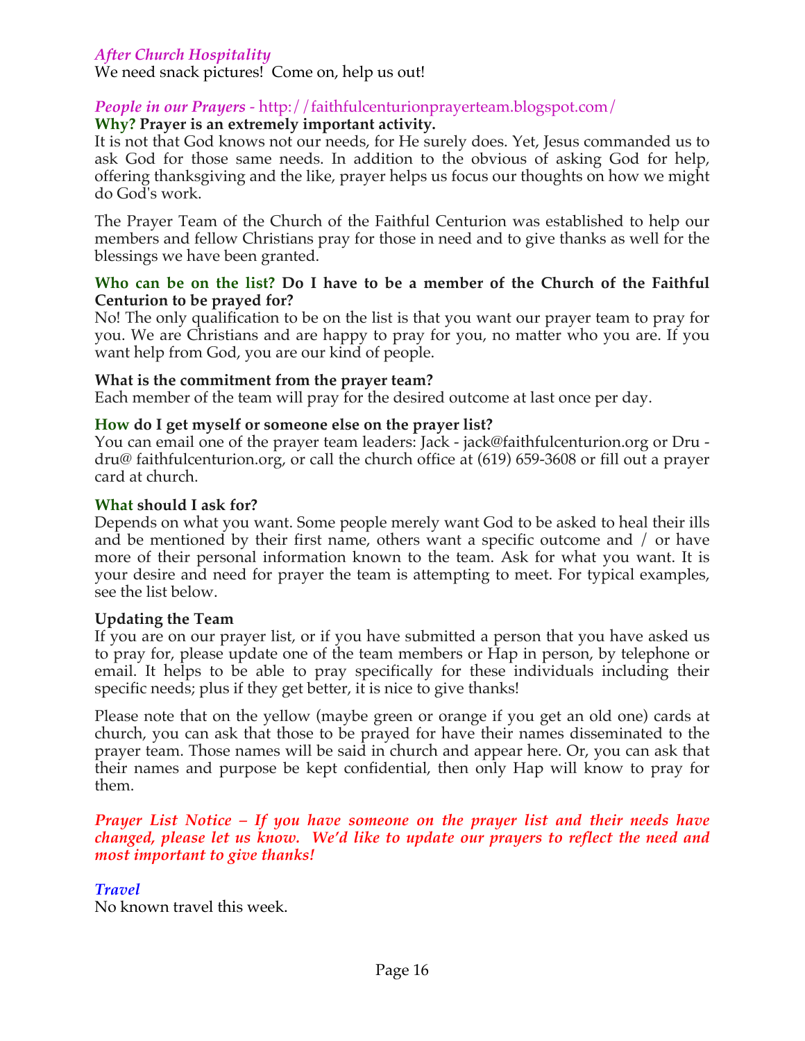### *After Church Hospitality*

We need snack pictures! Come on, help us out!

### *People in our Prayers* - http://faithfulcenturionprayerteam.blogspot.com/

**Why? Prayer is an extremely important activity.**

It is not that God knows not our needs, for He surely does. Yet, Jesus commanded us to ask God for those same needs. In addition to the obvious of asking God for help, offering thanksgiving and the like, prayer helps us focus our thoughts on how we might do God's work.

The Prayer Team of the Church of the Faithful Centurion was established to help our members and fellow Christians pray for those in need and to give thanks as well for the blessings we have been granted.

**Who can be on the list? Do I have to be a member of the Church of the Faithful Centurion to be prayed for?**

No! The only qualification to be on the list is that you want our prayer team to pray for you. We are Christians and are happy to pray for you, no matter who you are. If you want help from God, you are our kind of people.

**What is the commitment from the prayer team?**

Each member of the team will pray for the desired outcome at last once per day.

**How do I get myself or someone else on the prayer list?**

You can email one of the prayer team leaders: Jack - jack@faithfulcenturion.org or Dru - dru@ faithfulcenturion.org, or call the church office at (619) 659-3608 or fill out a prayer card at church.

**What should I ask for?**

Depends on what you want. Some people merely want God to be asked to heal their ills and be mentioned by their first name, others want a specific outcome and / or have more of their personal information known to the team. Ask for what you want. It is your desire and need for prayer the team is attempting to meet. For typical examples, see the list below.

**Updating the Team**

If you are on our prayer list, or if you have submitted a person that you have asked us to pray for, please update one of the team members or Hap in person, by telephone or email. It helps to be able to pray specifically for these individuals including their specific needs; plus if they get better, it is nice to give thanks!

Please note that on the yellow (maybe green or orange if you get an old one) cards at church, you can ask that those to be prayed for have their names disseminated to the prayer team. Those names will be said in church and appear here. Or, you can ask that their names and purpose be kept confidential, then only Hap will know to pray for them.

***Prayer List Notice – If you have someone on the prayer list and their needs have changed, please let us know. We'd like to update our prayers to reflect the need and most important to give thanks!***

### *Travel*

No known travel this week.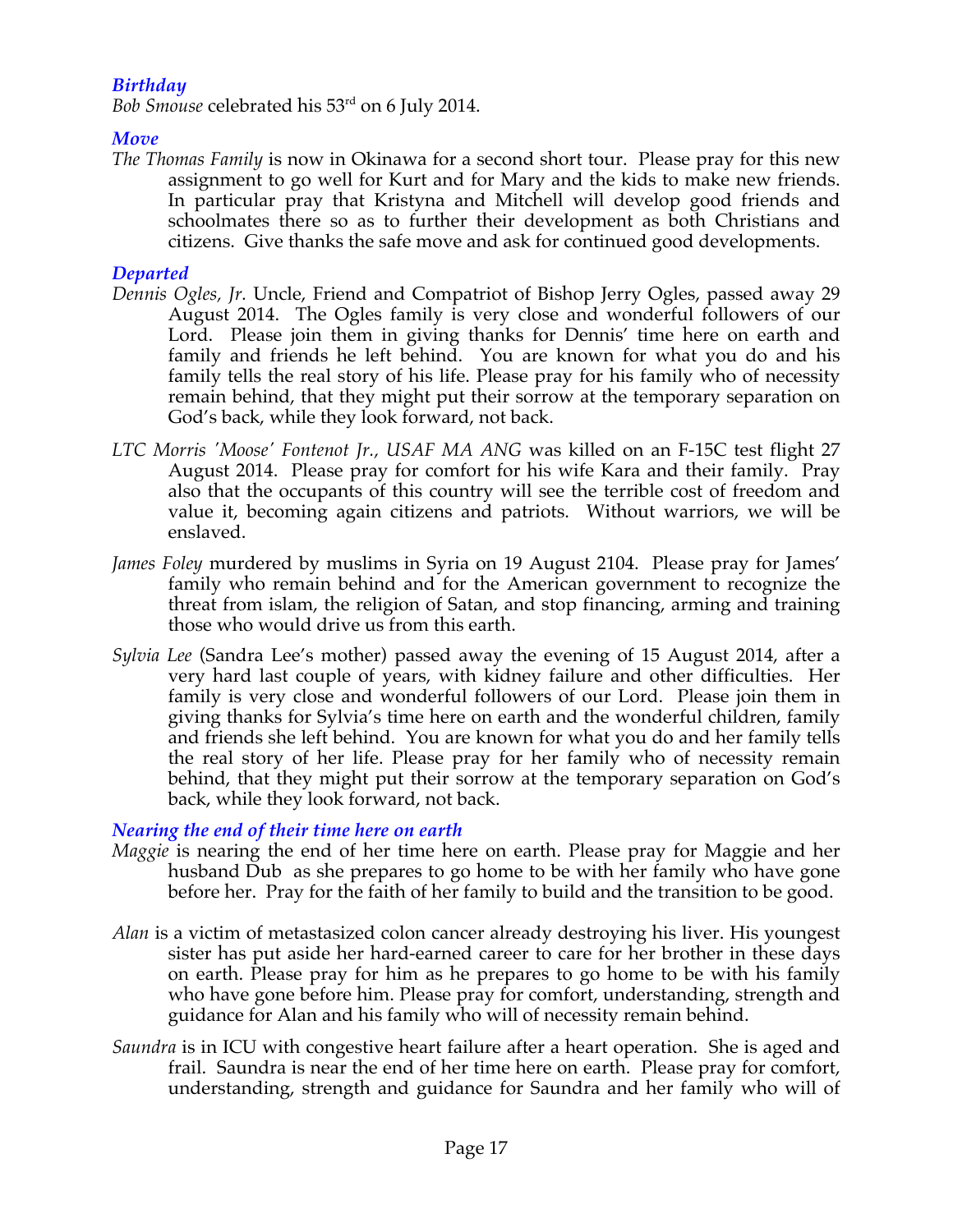### *Birthday*

*Bob Smouse* celebrated his 53rd on 6 July 2014.

### *Move*

*The Thomas Family* is now in Okinawa for a second short tour. Please pray for this new assignment to go well for Kurt and for Mary and the kids to make new friends. In particular pray that Kristyna and Mitchell will develop good friends and schoolmates there so as to further their development as both Christians and citizens. Give thanks the safe move and ask for continued good developments.

### *Departed*

*Dennis Ogles, Jr.* Uncle, Friend and Compatriot of Bishop Jerry Ogles, passed away 29 August 2014. The Ogles family is very close and wonderful followers of our Lord. Please join them in giving thanks for Dennis' time here on earth and family and friends he left behind. You are known for what you do and his family tells the real story of his life. Please pray for his family who of necessity remain behind, that they might put their sorrow at the temporary separation on God's back, while they look forward, not back.

*LTC Morris 'Moose' Fontenot Jr., USAF MA ANG* was killed on an F-15C test flight 27 August 2014. Please pray for comfort for his wife Kara and their family. Pray also that the occupants of this country will see the terrible cost of freedom and value it, becoming again citizens and patriots. Without warriors, we will be enslaved.

*James Foley* murdered by muslims in Syria on 19 August 2104. Please pray for James' family who remain behind and for the American government to recognize the threat from islam, the religion of Satan, and stop financing, arming and training those who would drive us from this earth.

*Sylvia Lee* (Sandra Lee's mother) passed away the evening of 15 August 2014, after a very hard last couple of years, with kidney failure and other difficulties. Her family is very close and wonderful followers of our Lord. Please join them in giving thanks for Sylvia's time here on earth and the wonderful children, family and friends she left behind. You are known for what you do and her family tells the real story of her life. Please pray for her family who of necessity remain behind, that they might put their sorrow at the temporary separation on God's back, while they look forward, not back.

### *Nearing the end of their time here on earth*

*Maggie* is nearing the end of her time here on earth. Please pray for Maggie and her husband Dub as she prepares to go home to be with her family who have gone before her. Pray for the faith of her family to build and the transition to be good.

*Alan* is a victim of metastasized colon cancer already destroying his liver. His youngest sister has put aside her hard-earned career to care for her brother in these days on earth. Please pray for him as he prepares to go home to be with his family who have gone before him. Please pray for comfort, understanding, strength and guidance for Alan and his family who will of necessity remain behind.

*Saundra* is in ICU with congestive heart failure after a heart operation. She is aged and frail. Saundra is near the end of her time here on earth. Please pray for comfort, understanding, strength and guidance for Saundra and her family who will of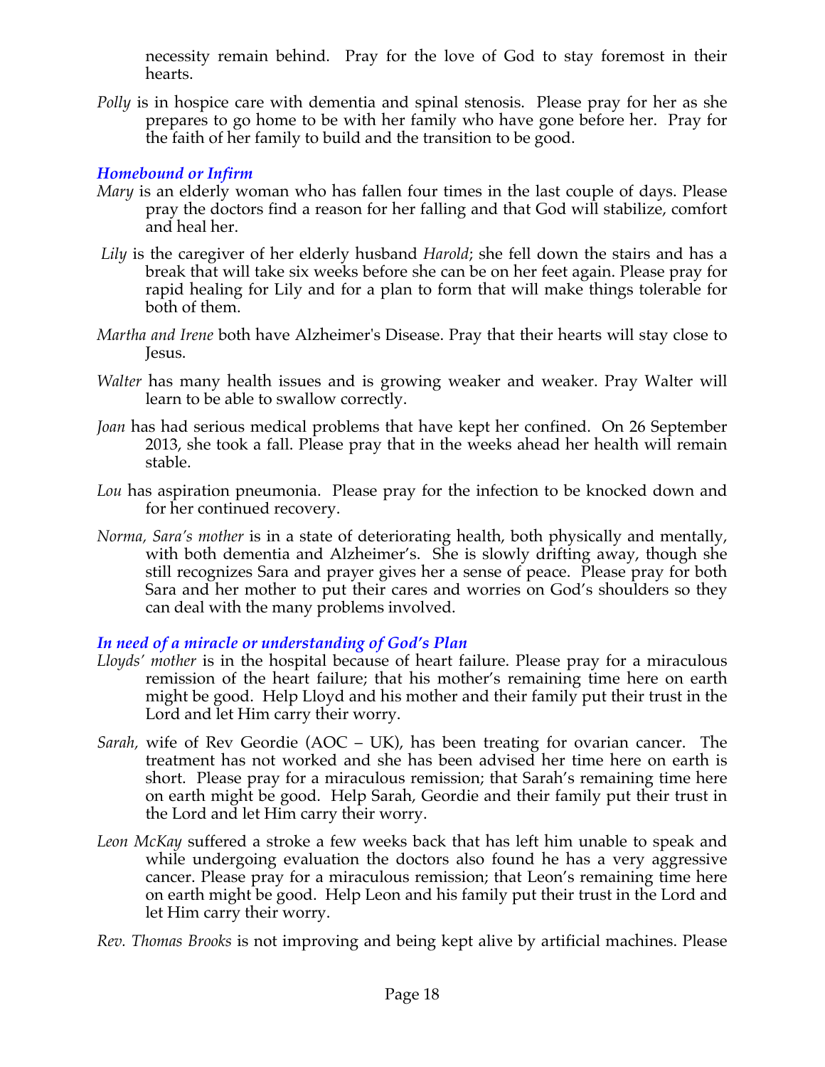necessity remain behind. Pray for the love of God to stay foremost in their hearts.

*Polly* is in hospice care with dementia and spinal stenosis. Please pray for her as she prepares to go home to be with her family who have gone before her. Pray for the faith of her family to build and the transition to be good.

### *Homebound or Infirm*

*Mary* is an elderly woman who has fallen four times in the last couple of days. Please pray the doctors find a reason for her falling and that God will stabilize, comfort and heal her.

*Lily* is the caregiver of her elderly husband *Harold*; she fell down the stairs and has a break that will take six weeks before she can be on her feet again. Please pray for rapid healing for Lily and for a plan to form that will make things tolerable for both of them.

*Martha and Irene* both have Alzheimer's Disease. Pray that their hearts will stay close to Jesus.

*Walter* has many health issues and is growing weaker and weaker. Pray Walter will learn to be able to swallow correctly.

*Joan* has had serious medical problems that have kept her confined. On 26 September 2013, she took a fall. Please pray that in the weeks ahead her health will remain stable.

*Lou* has aspiration pneumonia. Please pray for the infection to be knocked down and for her continued recovery.

*Norma, Sara's mother* is in a state of deteriorating health, both physically and mentally, with both dementia and Alzheimer's. She is slowly drifting away, though she still recognizes Sara and prayer gives her a sense of peace. Please pray for both Sara and her mother to put their cares and worries on God's shoulders so they can deal with the many problems involved.

### *In need of a miracle or understanding of God's Plan*

*Lloyds' mother* is in the hospital because of heart failure. Please pray for a miraculous remission of the heart failure; that his mother's remaining time here on earth might be good. Help Lloyd and his mother and their family put their trust in the Lord and let Him carry their worry.

*Sarah,* wife of Rev Geordie (AOC – UK), has been treating for ovarian cancer. The treatment has not worked and she has been advised her time here on earth is short. Please pray for a miraculous remission; that Sarah's remaining time here on earth might be good. Help Sarah, Geordie and their family put their trust in the Lord and let Him carry their worry.

*Leon McKay* suffered a stroke a few weeks back that has left him unable to speak and while undergoing evaluation the doctors also found he has a very aggressive cancer. Please pray for a miraculous remission; that Leon's remaining time here on earth might be good. Help Leon and his family put their trust in the Lord and let Him carry their worry.

*Rev. Thomas Brooks* is not improving and being kept alive by artificial machines. Please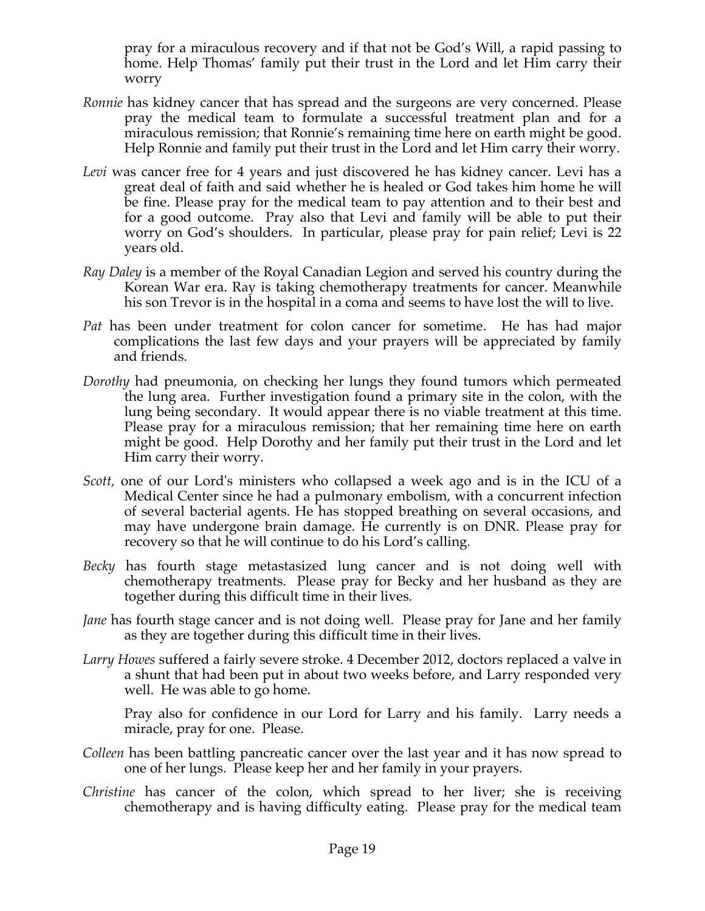pray for a miraculous recovery and if that not be God's Will, a rapid passing to home. Help Thomas' family put their trust in the Lord and let Him carry their worry

*Ronnie* has kidney cancer that has spread and the surgeons are very concerned. Please pray the medical team to formulate a successful treatment plan and for a miraculous remission; that Ronnie's remaining time here on earth might be good. Help Ronnie and family put their trust in the Lord and let Him carry their worry.

*Levi* was cancer free for 4 years and just discovered he has kidney cancer. Levi has a great deal of faith and said whether he is healed or God takes him home he will be fine. Please pray for the medical team to pay attention and to their best and for a good outcome. Pray also that Levi and family will be able to put their worry on God's shoulders. In particular, please pray for pain relief; Levi is 22 years old.

*Ray Daley* is a member of the Royal Canadian Legion and served his country during the Korean War era. Ray is taking chemotherapy treatments for cancer. Meanwhile his son Trevor is in the hospital in a coma and seems to have lost the will to live.

*Pat* has been under treatment for colon cancer for sometime. He has had major complications the last few days and your prayers will be appreciated by family and friends.

*Dorothy* had pneumonia, on checking her lungs they found tumors which permeated the lung area. Further investigation found a primary site in the colon, with the lung being secondary. It would appear there is no viable treatment at this time. Please pray for a miraculous remission; that her remaining time here on earth might be good. Help Dorothy and her family put their trust in the Lord and let Him carry their worry.

*Scott,* one of our Lord's ministers who collapsed a week ago and is in the ICU of a Medical Center since he had a pulmonary embolism, with a concurrent infection of several bacterial agents. He has stopped breathing on several occasions, and may have undergone brain damage. He currently is on DNR. Please pray for recovery so that he will continue to do his Lord's calling.

*Becky* has fourth stage metastasized lung cancer and is not doing well with chemotherapy treatments. Please pray for Becky and her husband as they are together during this difficult time in their lives.

*Jane* has fourth stage cancer and is not doing well. Please pray for Jane and her family as they are together during this difficult time in their lives.

*Larry Howes* suffered a fairly severe stroke. 4 December 2012, doctors replaced a valve in a shunt that had been put in about two weeks before, and Larry responded very well. He was able to go home.

Pray also for confidence in our Lord for Larry and his family. Larry needs a miracle, pray for one. Please.

*Colleen* has been battling pancreatic cancer over the last year and it has now spread to one of her lungs. Please keep her and her family in your prayers.

*Christine* has cancer of the colon, which spread to her liver; she is receiving chemotherapy and is having difficulty eating. Please pray for the medical team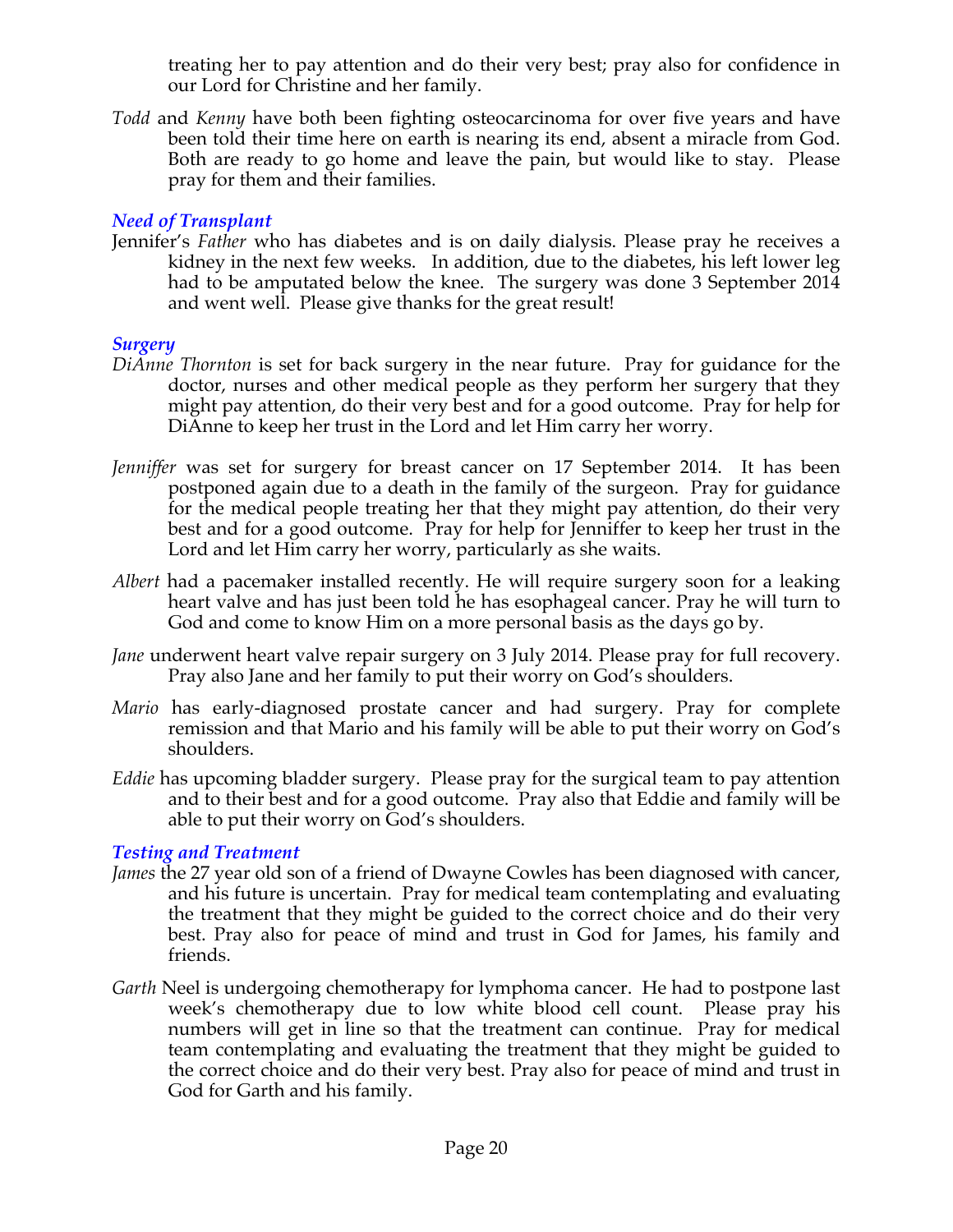treating her to pay attention and do their very best; pray also for confidence in our Lord for Christine and her family.

*Todd* and *Kenny* have both been fighting osteocarcinoma for over five years and have been told their time here on earth is nearing its end, absent a miracle from God. Both are ready to go home and leave the pain, but would like to stay. Please pray for them and their families.

### *Need of Transplant*

Jennifer's *Father* who has diabetes and is on daily dialysis. Please pray he receives a kidney in the next few weeks. In addition, due to the diabetes, his left lower leg had to be amputated below the knee. The surgery was done 3 September 2014 and went well. Please give thanks for the great result!

### *Surgery*

*DiAnne Thornton* is set for back surgery in the near future. Pray for guidance for the doctor, nurses and other medical people as they perform her surgery that they might pay attention, do their very best and for a good outcome. Pray for help for DiAnne to keep her trust in the Lord and let Him carry her worry.

*Jenniffer* was set for surgery for breast cancer on 17 September 2014. It has been postponed again due to a death in the family of the surgeon. Pray for guidance for the medical people treating her that they might pay attention, do their very best and for a good outcome. Pray for help for Jenniffer to keep her trust in the Lord and let Him carry her worry, particularly as she waits.

*Albert* had a pacemaker installed recently. He will require surgery soon for a leaking heart valve and has just been told he has esophageal cancer. Pray he will turn to God and come to know Him on a more personal basis as the days go by.

*Jane* underwent heart valve repair surgery on 3 July 2014. Please pray for full recovery. Pray also Jane and her family to put their worry on God's shoulders.

*Mario* has early-diagnosed prostate cancer and had surgery. Pray for complete remission and that Mario and his family will be able to put their worry on God's shoulders.

*Eddie* has upcoming bladder surgery. Please pray for the surgical team to pay attention and to their best and for a good outcome. Pray also that Eddie and family will be able to put their worry on God's shoulders.

### *Testing and Treatment*

*James* the 27 year old son of a friend of Dwayne Cowles has been diagnosed with cancer, and his future is uncertain. Pray for medical team contemplating and evaluating the treatment that they might be guided to the correct choice and do their very best. Pray also for peace of mind and trust in God for James, his family and friends.

*Garth* Neel is undergoing chemotherapy for lymphoma cancer. He had to postpone last week's chemotherapy due to low white blood cell count. Please pray his numbers will get in line so that the treatment can continue. Pray for medical team contemplating and evaluating the treatment that they might be guided to the correct choice and do their very best. Pray also for peace of mind and trust in God for Garth and his family.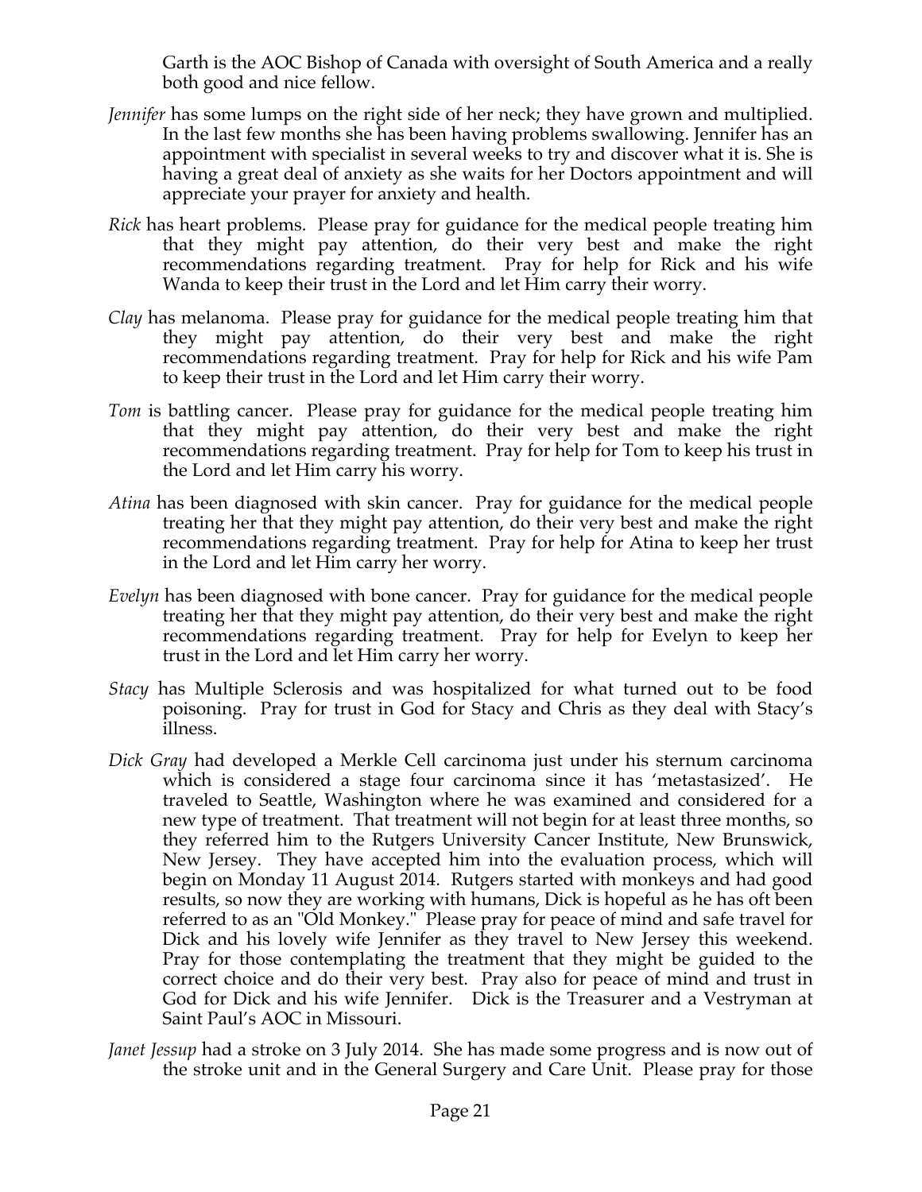Garth is the AOC Bishop of Canada with oversight of South America and a really both good and nice fellow.

*Jennifer* has some lumps on the right side of her neck; they have grown and multiplied. In the last few months she has been having problems swallowing. Jennifer has an appointment with specialist in several weeks to try and discover what it is. She is having a great deal of anxiety as she waits for her Doctors appointment and will appreciate your prayer for anxiety and health.

*Rick* has heart problems. Please pray for guidance for the medical people treating him that they might pay attention, do their very best and make the right recommendations regarding treatment. Pray for help for Rick and his wife Wanda to keep their trust in the Lord and let Him carry their worry.

*Clay* has melanoma. Please pray for guidance for the medical people treating him that they might pay attention, do their very best and make the right recommendations regarding treatment. Pray for help for Rick and his wife Pam to keep their trust in the Lord and let Him carry their worry.

*Tom* is battling cancer. Please pray for guidance for the medical people treating him that they might pay attention, do their very best and make the right recommendations regarding treatment. Pray for help for Tom to keep his trust in the Lord and let Him carry his worry.

*Atina* has been diagnosed with skin cancer. Pray for guidance for the medical people treating her that they might pay attention, do their very best and make the right recommendations regarding treatment. Pray for help for Atina to keep her trust in the Lord and let Him carry her worry.

*Evelyn* has been diagnosed with bone cancer. Pray for guidance for the medical people treating her that they might pay attention, do their very best and make the right recommendations regarding treatment. Pray for help for Evelyn to keep her trust in the Lord and let Him carry her worry.

*Stacy* has Multiple Sclerosis and was hospitalized for what turned out to be food poisoning. Pray for trust in God for Stacy and Chris as they deal with Stacy's illness.

*Dick Gray* had developed a Merkle Cell carcinoma just under his sternum carcinoma which is considered a stage four carcinoma since it has 'metastasized'. He traveled to Seattle, Washington where he was examined and considered for a new type of treatment. That treatment will not begin for at least three months, so they referred him to the Rutgers University Cancer Institute, New Brunswick, New Jersey. They have accepted him into the evaluation process, which will begin on Monday 11 August 2014. Rutgers started with monkeys and had good results, so now they are working with humans, Dick is hopeful as he has oft been referred to as an "Old Monkey." Please pray for peace of mind and safe travel for Dick and his lovely wife Jennifer as they travel to New Jersey this weekend. Pray for those contemplating the treatment that they might be guided to the correct choice and do their very best. Pray also for peace of mind and trust in God for Dick and his wife Jennifer. Dick is the Treasurer and a Vestryman at Saint Paul's AOC in Missouri.

*Janet Jessup* had a stroke on 3 July 2014. She has made some progress and is now out of the stroke unit and in the General Surgery and Care Unit. Please pray for those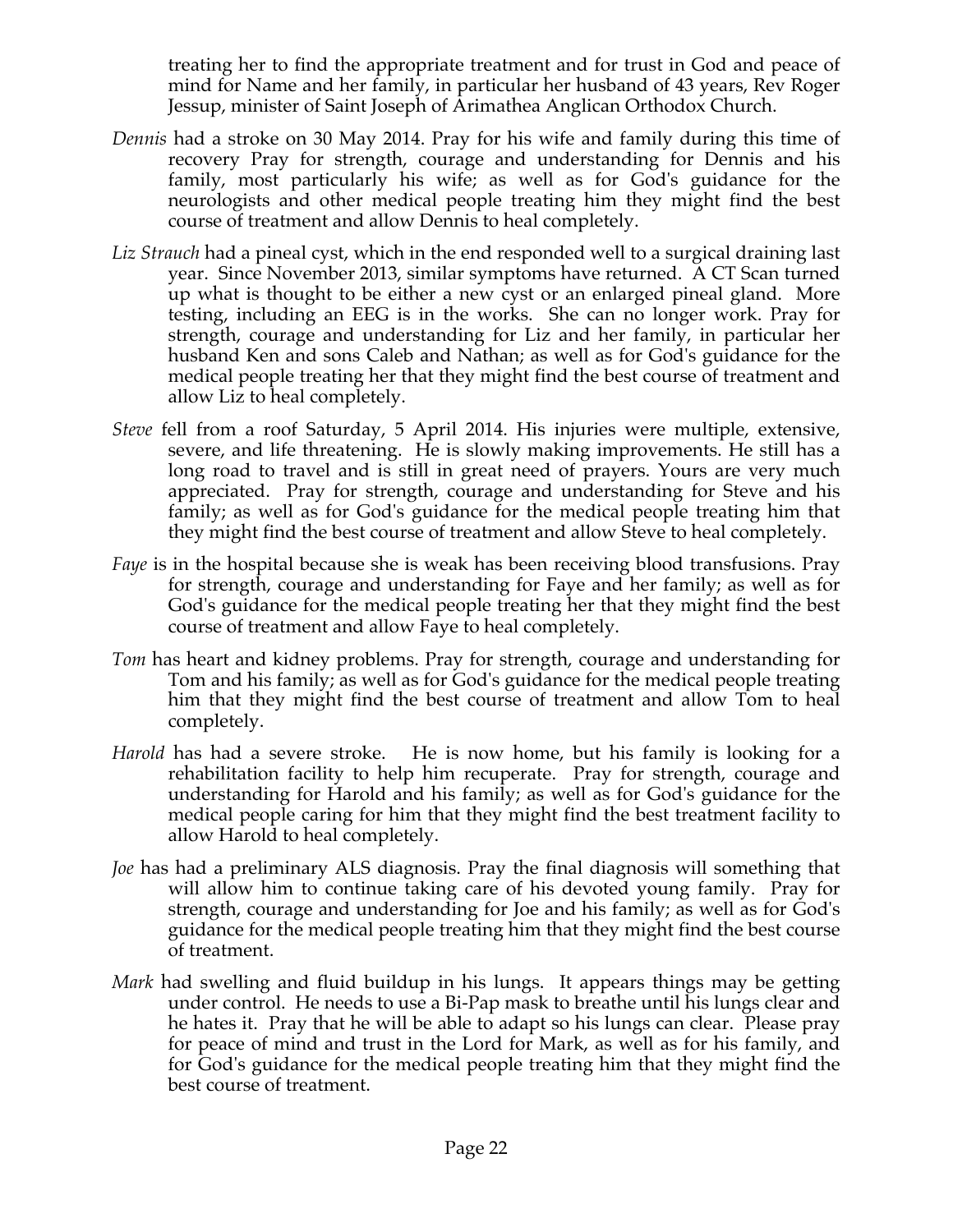treating her to find the appropriate treatment and for trust in God and peace of mind for Name and her family, in particular her husband of 43 years, Rev Roger Jessup, minister of Saint Joseph of Arimathea Anglican Orthodox Church.

*Dennis* had a stroke on 30 May 2014. Pray for his wife and family during this time of recovery Pray for strength, courage and understanding for Dennis and his family, most particularly his wife; as well as for God's guidance for the neurologists and other medical people treating him they might find the best course of treatment and allow Dennis to heal completely.

*Liz Strauch* had a pineal cyst, which in the end responded well to a surgical draining last year. Since November 2013, similar symptoms have returned. A CT Scan turned up what is thought to be either a new cyst or an enlarged pineal gland. More testing, including an EEG is in the works. She can no longer work. Pray for strength, courage and understanding for Liz and her family, in particular her husband Ken and sons Caleb and Nathan; as well as for God's guidance for the medical people treating her that they might find the best course of treatment and allow Liz to heal completely.

*Steve* fell from a roof Saturday, 5 April 2014. His injuries were multiple, extensive, severe, and life threatening. He is slowly making improvements. He still has a long road to travel and is still in great need of prayers. Yours are very much appreciated. Pray for strength, courage and understanding for Steve and his family; as well as for God's guidance for the medical people treating him that they might find the best course of treatment and allow Steve to heal completely.

*Faye* is in the hospital because she is weak has been receiving blood transfusions. Pray for strength, courage and understanding for Faye and her family; as well as for God's guidance for the medical people treating her that they might find the best course of treatment and allow Faye to heal completely.

*Tom* has heart and kidney problems. Pray for strength, courage and understanding for Tom and his family; as well as for God's guidance for the medical people treating him that they might find the best course of treatment and allow Tom to heal completely.

*Harold* has had a severe stroke. He is now home, but his family is looking for a rehabilitation facility to help him recuperate. Pray for strength, courage and understanding for Harold and his family; as well as for God's guidance for the medical people caring for him that they might find the best treatment facility to allow Harold to heal completely.

*Joe* has had a preliminary ALS diagnosis. Pray the final diagnosis will something that will allow him to continue taking care of his devoted young family. Pray for strength, courage and understanding for Joe and his family; as well as for God's guidance for the medical people treating him that they might find the best course of treatment.

*Mark* had swelling and fluid buildup in his lungs. It appears things may be getting under control. He needs to use a Bi-Pap mask to breathe until his lungs clear and he hates it. Pray that he will be able to adapt so his lungs can clear. Please pray for peace of mind and trust in the Lord for Mark, as well as for his family, and for God's guidance for the medical people treating him that they might find the best course of treatment.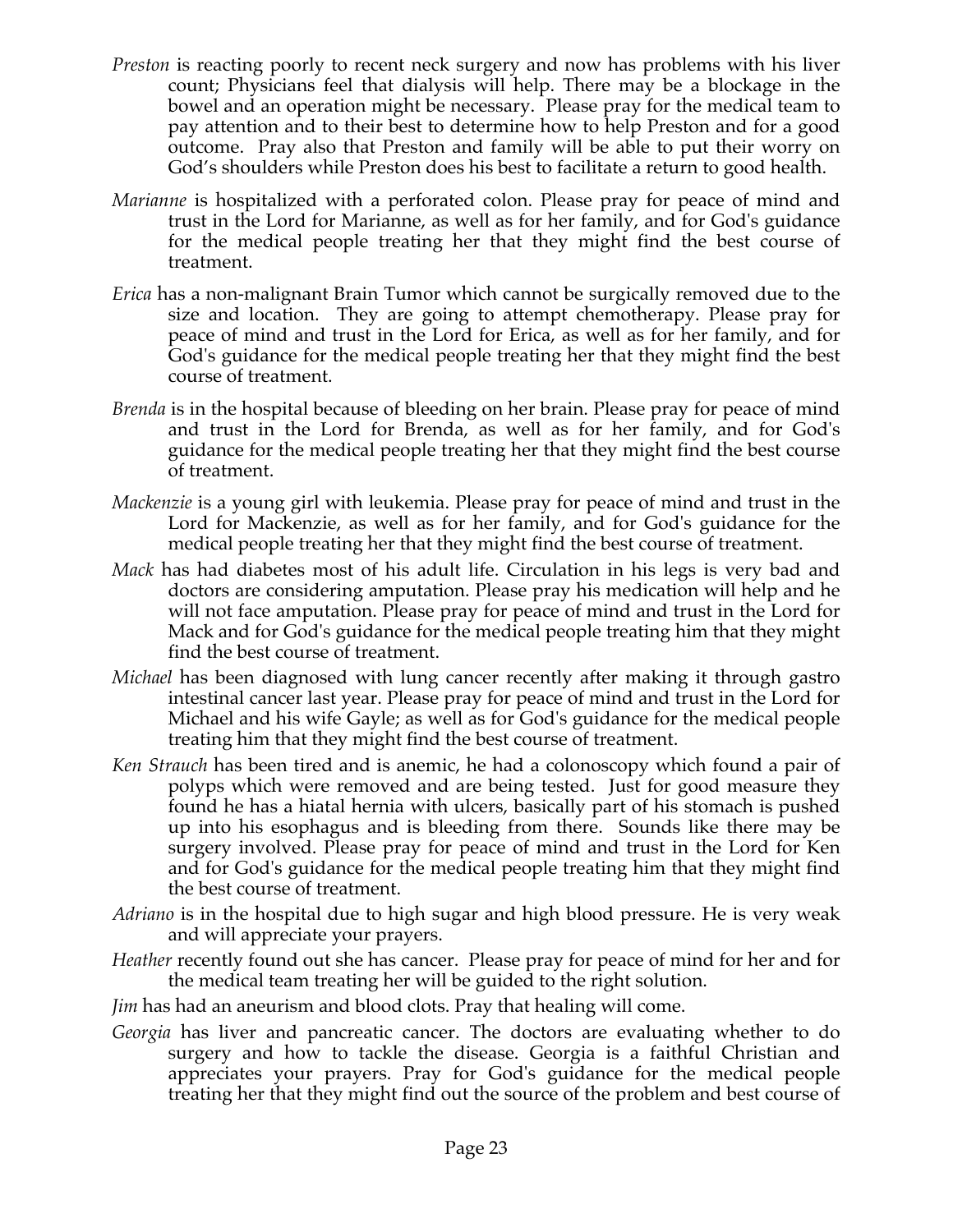*Preston* is reacting poorly to recent neck surgery and now has problems with his liver count; Physicians feel that dialysis will help. There may be a blockage in the bowel and an operation might be necessary. Please pray for the medical team to pay attention and to their best to determine how to help Preston and for a good outcome. Pray also that Preston and family will be able to put their worry on God's shoulders while Preston does his best to facilitate a return to good health.

*Marianne* is hospitalized with a perforated colon. Please pray for peace of mind and trust in the Lord for Marianne, as well as for her family, and for God's guidance for the medical people treating her that they might find the best course of treatment.

*Erica* has a non-malignant Brain Tumor which cannot be surgically removed due to the size and location. They are going to attempt chemotherapy. Please pray for peace of mind and trust in the Lord for Erica, as well as for her family, and for God's guidance for the medical people treating her that they might find the best course of treatment.

*Brenda* is in the hospital because of bleeding on her brain. Please pray for peace of mind and trust in the Lord for Brenda, as well as for her family, and for God's guidance for the medical people treating her that they might find the best course of treatment.

*Mackenzie* is a young girl with leukemia. Please pray for peace of mind and trust in the Lord for Mackenzie, as well as for her family, and for God's guidance for the medical people treating her that they might find the best course of treatment.

*Mack* has had diabetes most of his adult life. Circulation in his legs is very bad and doctors are considering amputation. Please pray his medication will help and he will not face amputation. Please pray for peace of mind and trust in the Lord for Mack and for God's guidance for the medical people treating him that they might find the best course of treatment.

*Michael* has been diagnosed with lung cancer recently after making it through gastro intestinal cancer last year. Please pray for peace of mind and trust in the Lord for Michael and his wife Gayle; as well as for God's guidance for the medical people treating him that they might find the best course of treatment.

*Ken Strauch* has been tired and is anemic, he had a colonoscopy which found a pair of polyps which were removed and are being tested. Just for good measure they found he has a hiatal hernia with ulcers, basically part of his stomach is pushed up into his esophagus and is bleeding from there. Sounds like there may be surgery involved. Please pray for peace of mind and trust in the Lord for Ken and for God's guidance for the medical people treating him that they might find the best course of treatment.

*Adriano* is in the hospital due to high sugar and high blood pressure. He is very weak and will appreciate your prayers.

*Heather* recently found out she has cancer. Please pray for peace of mind for her and for the medical team treating her will be guided to the right solution.

*Jim* has had an aneurism and blood clots. Pray that healing will come.

*Georgia* has liver and pancreatic cancer. The doctors are evaluating whether to do surgery and how to tackle the disease. Georgia is a faithful Christian and appreciates your prayers. Pray for God's guidance for the medical people treating her that they might find out the source of the problem and best course of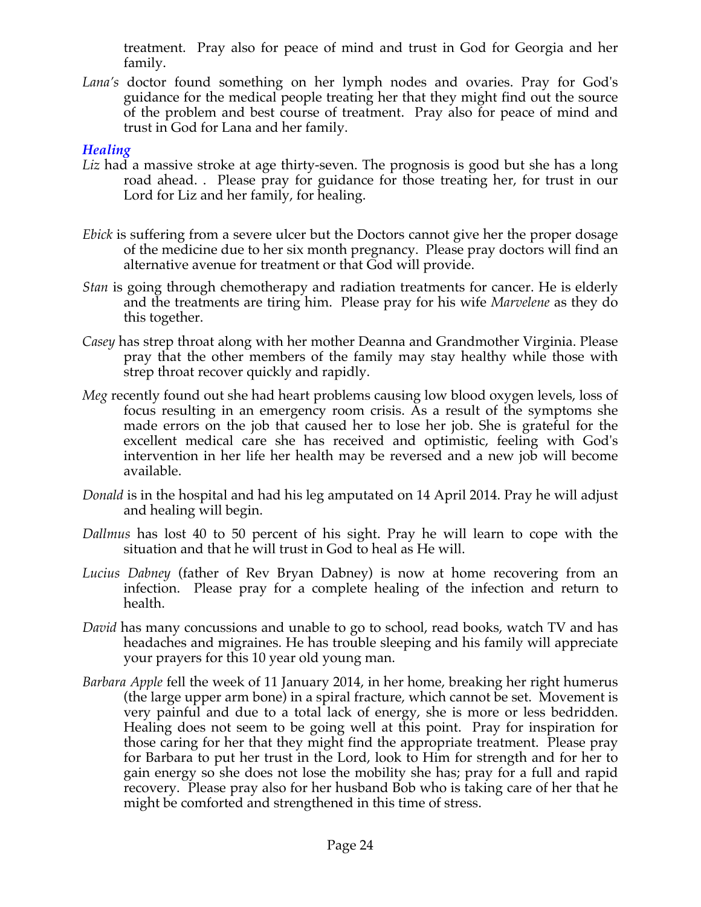treatment. Pray also for peace of mind and trust in God for Georgia and her family.

*Lana's* doctor found something on her lymph nodes and ovaries. Pray for God's guidance for the medical people treating her that they might find out the source of the problem and best course of treatment. Pray also for peace of mind and trust in God for Lana and her family.

### *Healing*

*Liz* had a massive stroke at age thirty-seven. The prognosis is good but she has a long road ahead. . Please pray for guidance for those treating her, for trust in our Lord for Liz and her family, for healing.

*Ebick* is suffering from a severe ulcer but the Doctors cannot give her the proper dosage of the medicine due to her six month pregnancy. Please pray doctors will find an alternative avenue for treatment or that God will provide.

*Stan* is going through chemotherapy and radiation treatments for cancer. He is elderly and the treatments are tiring him. Please pray for his wife *Marvelene* as they do this together.

*Casey* has strep throat along with her mother Deanna and Grandmother Virginia. Please pray that the other members of the family may stay healthy while those with strep throat recover quickly and rapidly.

*Meg* recently found out she had heart problems causing low blood oxygen levels, loss of focus resulting in an emergency room crisis. As a result of the symptoms she made errors on the job that caused her to lose her job. She is grateful for the excellent medical care she has received and optimistic, feeling with God's intervention in her life her health may be reversed and a new job will become available.

*Donald* is in the hospital and had his leg amputated on 14 April 2014. Pray he will adjust and healing will begin.

*Dallmus* has lost 40 to 50 percent of his sight. Pray he will learn to cope with the situation and that he will trust in God to heal as He will.

*Lucius Dabney* (father of Rev Bryan Dabney) is now at home recovering from an infection. Please pray for a complete healing of the infection and return to health.

*David* has many concussions and unable to go to school, read books, watch TV and has headaches and migraines. He has trouble sleeping and his family will appreciate your prayers for this 10 year old young man.

*Barbara Apple* fell the week of 11 January 2014, in her home, breaking her right humerus (the large upper arm bone) in a spiral fracture, which cannot be set. Movement is very painful and due to a total lack of energy, she is more or less bedridden. Healing does not seem to be going well at this point. Pray for inspiration for those caring for her that they might find the appropriate treatment. Please pray for Barbara to put her trust in the Lord, look to Him for strength and for her to gain energy so she does not lose the mobility she has; pray for a full and rapid recovery. Please pray also for her husband Bob who is taking care of her that he might be comforted and strengthened in this time of stress.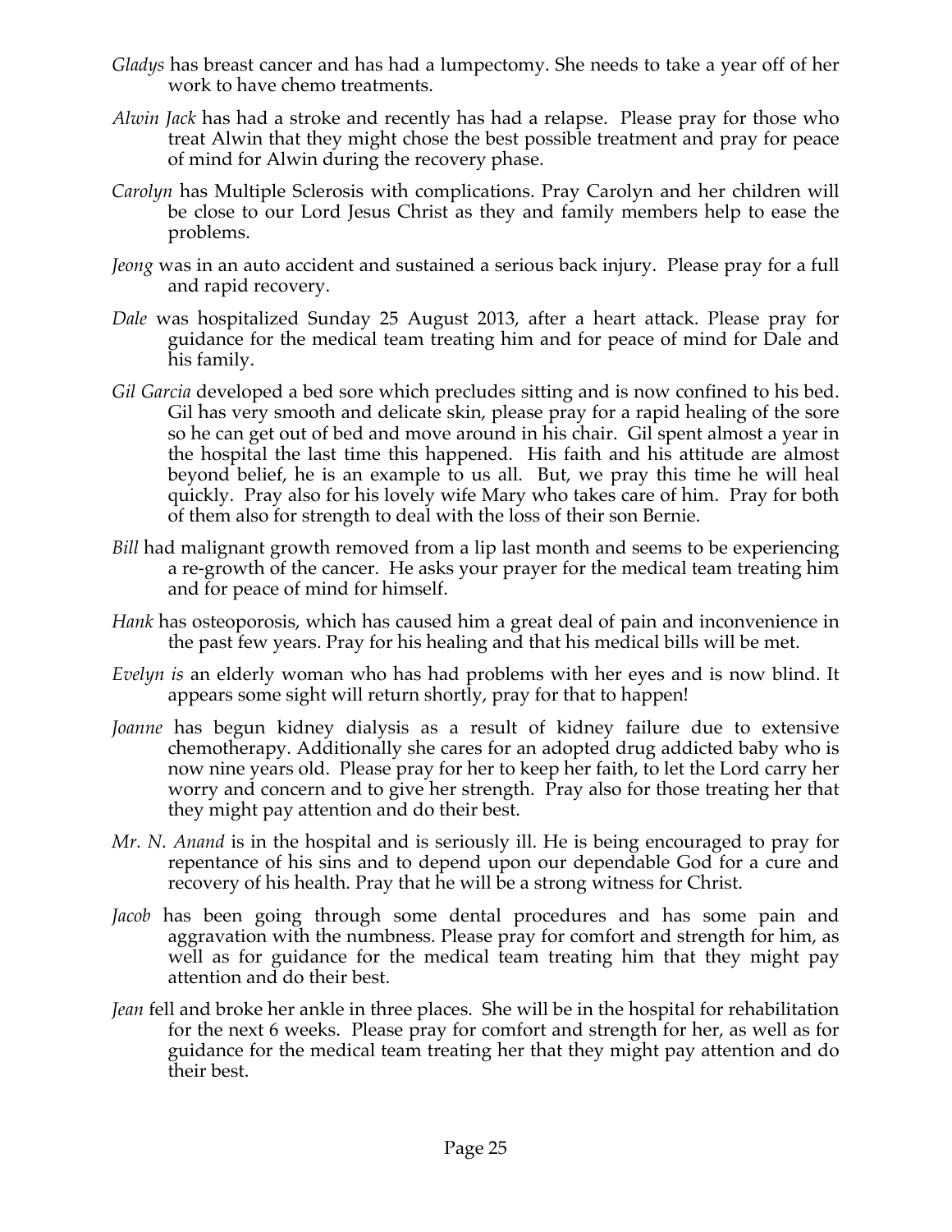*Gladys* has breast cancer and has had a lumpectomy. She needs to take a year off of her work to have chemo treatments.

*Alwin Jack* has had a stroke and recently has had a relapse. Please pray for those who treat Alwin that they might chose the best possible treatment and pray for peace of mind for Alwin during the recovery phase.

*Carolyn* has Multiple Sclerosis with complications. Pray Carolyn and her children will be close to our Lord Jesus Christ as they and family members help to ease the problems.

*Jeong* was in an auto accident and sustained a serious back injury. Please pray for a full and rapid recovery.

*Dale* was hospitalized Sunday 25 August 2013, after a heart attack. Please pray for guidance for the medical team treating him and for peace of mind for Dale and his family.

*Gil Garcia* developed a bed sore which precludes sitting and is now confined to his bed. Gil has very smooth and delicate skin, please pray for a rapid healing of the sore so he can get out of bed and move around in his chair. Gil spent almost a year in the hospital the last time this happened. His faith and his attitude are almost beyond belief, he is an example to us all. But, we pray this time he will heal quickly. Pray also for his lovely wife Mary who takes care of him. Pray for both of them also for strength to deal with the loss of their son Bernie.

*Bill* had malignant growth removed from a lip last month and seems to be experiencing a re-growth of the cancer. He asks your prayer for the medical team treating him and for peace of mind for himself.

*Hank* has osteoporosis, which has caused him a great deal of pain and inconvenience in the past few years. Pray for his healing and that his medical bills will be met.

*Evelyn is* an elderly woman who has had problems with her eyes and is now blind. It appears some sight will return shortly, pray for that to happen!

*Joanne* has begun kidney dialysis as a result of kidney failure due to extensive chemotherapy. Additionally she cares for an adopted drug addicted baby who is now nine years old. Please pray for her to keep her faith, to let the Lord carry her worry and concern and to give her strength. Pray also for those treating her that they might pay attention and do their best.

*Mr. N. Anand* is in the hospital and is seriously ill. He is being encouraged to pray for repentance of his sins and to depend upon our dependable God for a cure and recovery of his health. Pray that he will be a strong witness for Christ.

*Jacob* has been going through some dental procedures and has some pain and aggravation with the numbness. Please pray for comfort and strength for him, as well as for guidance for the medical team treating him that they might pay attention and do their best.

*Jean* fell and broke her ankle in three places. She will be in the hospital for rehabilitation for the next 6 weeks. Please pray for comfort and strength for her, as well as for guidance for the medical team treating her that they might pay attention and do their best.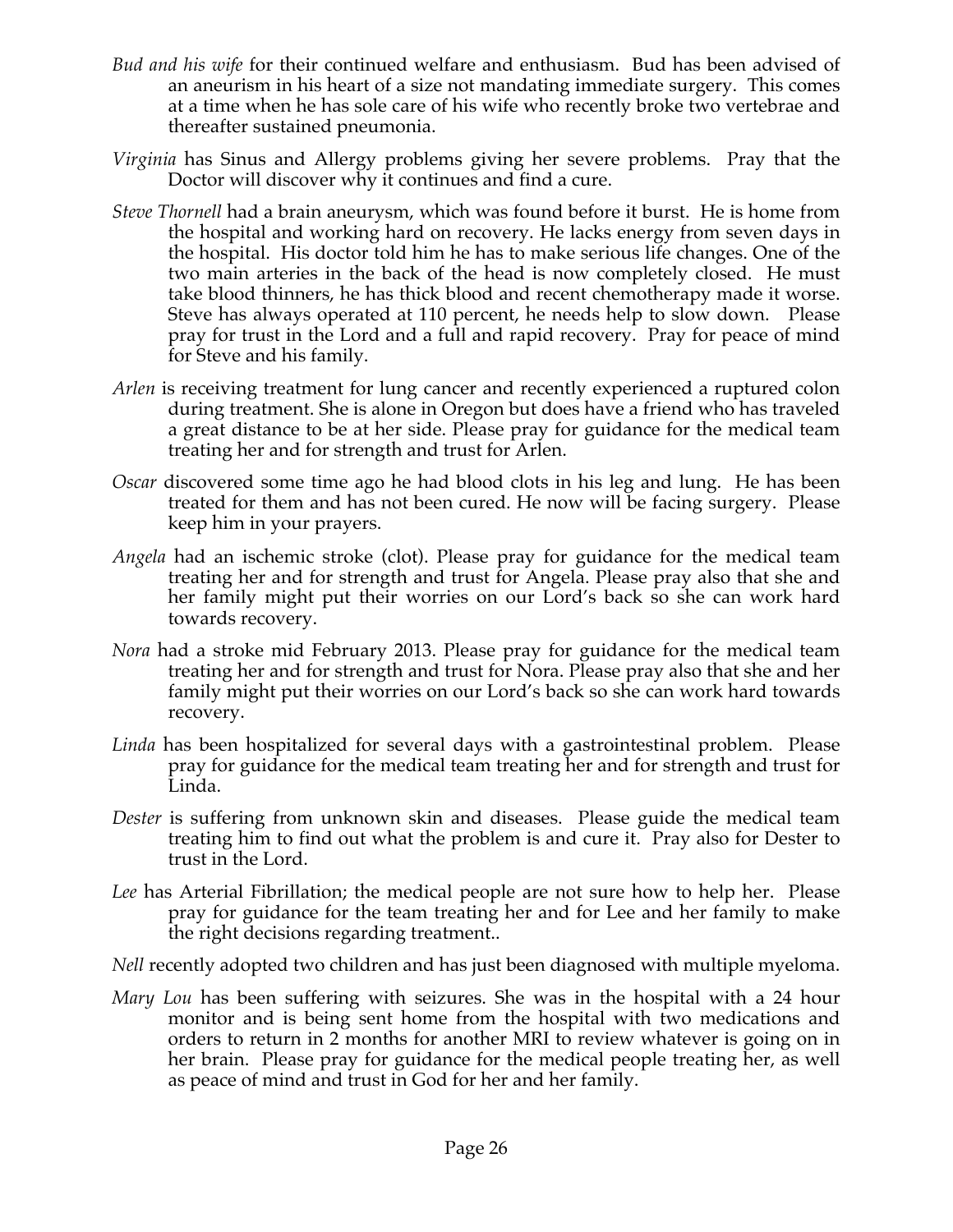*Bud and his wife* for their continued welfare and enthusiasm. Bud has been advised of an aneurism in his heart of a size not mandating immediate surgery. This comes at a time when he has sole care of his wife who recently broke two vertebrae and thereafter sustained pneumonia.

*Virginia* has Sinus and Allergy problems giving her severe problems. Pray that the Doctor will discover why it continues and find a cure.

*Steve Thornell* had a brain aneurysm, which was found before it burst. He is home from the hospital and working hard on recovery. He lacks energy from seven days in the hospital. His doctor told him he has to make serious life changes. One of the two main arteries in the back of the head is now completely closed. He must take blood thinners, he has thick blood and recent chemotherapy made it worse. Steve has always operated at 110 percent, he needs help to slow down. Please pray for trust in the Lord and a full and rapid recovery. Pray for peace of mind for Steve and his family.

*Arlen* is receiving treatment for lung cancer and recently experienced a ruptured colon during treatment. She is alone in Oregon but does have a friend who has traveled a great distance to be at her side. Please pray for guidance for the medical team treating her and for strength and trust for Arlen.

*Oscar* discovered some time ago he had blood clots in his leg and lung. He has been treated for them and has not been cured. He now will be facing surgery. Please keep him in your prayers.

*Angela* had an ischemic stroke (clot). Please pray for guidance for the medical team treating her and for strength and trust for Angela. Please pray also that she and her family might put their worries on our Lord's back so she can work hard towards recovery.

*Nora* had a stroke mid February 2013. Please pray for guidance for the medical team treating her and for strength and trust for Nora. Please pray also that she and her family might put their worries on our Lord's back so she can work hard towards recovery.

*Linda* has been hospitalized for several days with a gastrointestinal problem. Please pray for guidance for the medical team treating her and for strength and trust for Linda.

*Dester* is suffering from unknown skin and diseases. Please guide the medical team treating him to find out what the problem is and cure it. Pray also for Dester to trust in the Lord.

*Lee* has Arterial Fibrillation; the medical people are not sure how to help her. Please pray for guidance for the team treating her and for Lee and her family to make the right decisions regarding treatment..

*Nell* recently adopted two children and has just been diagnosed with multiple myeloma.

*Mary Lou* has been suffering with seizures. She was in the hospital with a 24 hour monitor and is being sent home from the hospital with two medications and orders to return in 2 months for another MRI to review whatever is going on in her brain. Please pray for guidance for the medical people treating her, as well as peace of mind and trust in God for her and her family.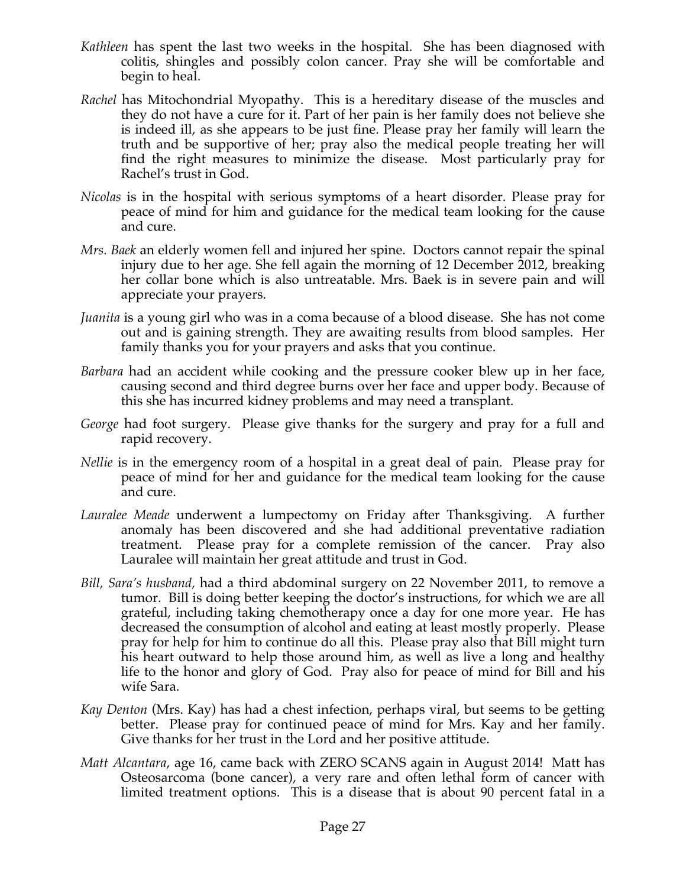*Kathleen* has spent the last two weeks in the hospital. She has been diagnosed with colitis, shingles and possibly colon cancer. Pray she will be comfortable and begin to heal.

*Rachel* has Mitochondrial Myopathy. This is a hereditary disease of the muscles and they do not have a cure for it. Part of her pain is her family does not believe she is indeed ill, as she appears to be just fine. Please pray her family will learn the truth and be supportive of her; pray also the medical people treating her will find the right measures to minimize the disease. Most particularly pray for Rachel's trust in God.

*Nicolas* is in the hospital with serious symptoms of a heart disorder. Please pray for peace of mind for him and guidance for the medical team looking for the cause and cure.

*Mrs. Baek* an elderly women fell and injured her spine. Doctors cannot repair the spinal injury due to her age. She fell again the morning of 12 December 2012, breaking her collar bone which is also untreatable. Mrs. Baek is in severe pain and will appreciate your prayers.

*Juanita* is a young girl who was in a coma because of a blood disease. She has not come out and is gaining strength. They are awaiting results from blood samples. Her family thanks you for your prayers and asks that you continue.

*Barbara* had an accident while cooking and the pressure cooker blew up in her face, causing second and third degree burns over her face and upper body. Because of this she has incurred kidney problems and may need a transplant.

*George* had foot surgery. Please give thanks for the surgery and pray for a full and rapid recovery.

*Nellie* is in the emergency room of a hospital in a great deal of pain. Please pray for peace of mind for her and guidance for the medical team looking for the cause and cure.

*Lauralee Meade* underwent a lumpectomy on Friday after Thanksgiving. A further anomaly has been discovered and she had additional preventative radiation treatment. Please pray for a complete remission of the cancer. Pray also Lauralee will maintain her great attitude and trust in God.

*Bill, Sara's husband,* had a third abdominal surgery on 22 November 2011, to remove a tumor. Bill is doing better keeping the doctor's instructions, for which we are all grateful, including taking chemotherapy once a day for one more year. He has decreased the consumption of alcohol and eating at least mostly properly. Please pray for help for him to continue do all this. Please pray also that Bill might turn his heart outward to help those around him, as well as live a long and healthy life to the honor and glory of God. Pray also for peace of mind for Bill and his wife Sara.

*Kay Denton* (Mrs. Kay) has had a chest infection, perhaps viral, but seems to be getting better. Please pray for continued peace of mind for Mrs. Kay and her family. Give thanks for her trust in the Lord and her positive attitude.

*Matt Alcantara*, age 16, came back with ZERO SCANS again in August 2014! Matt has Osteosarcoma (bone cancer), a very rare and often lethal form of cancer with limited treatment options. This is a disease that is about 90 percent fatal in a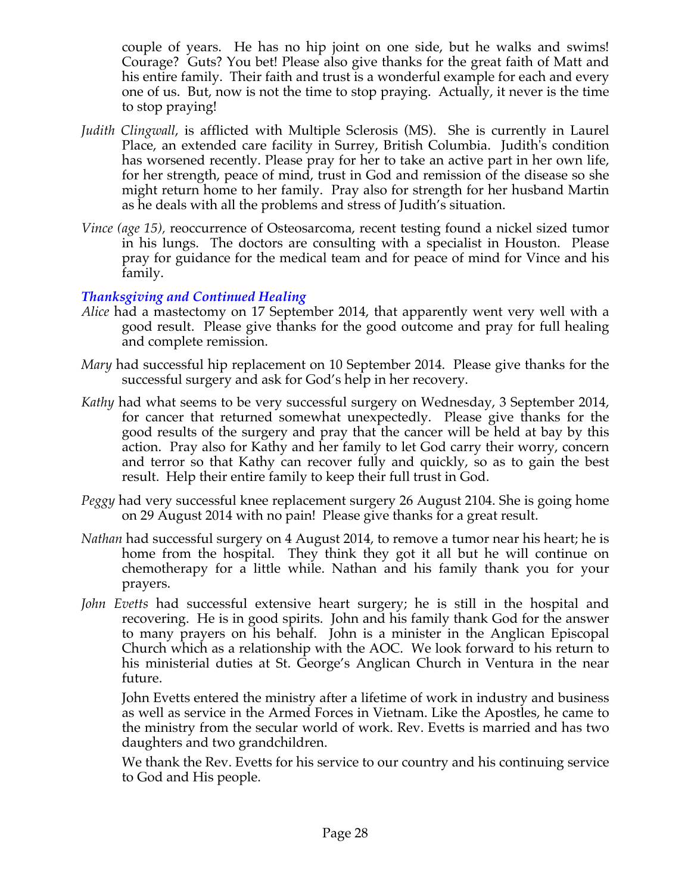couple of years. He has no hip joint on one side, but he walks and swims! Courage? Guts? You bet! Please also give thanks for the great faith of Matt and his entire family. Their faith and trust is a wonderful example for each and every one of us. But, now is not the time to stop praying. Actually, it never is the time to stop praying!

*Judith Clingwall*, is afflicted with Multiple Sclerosis (MS). She is currently in Laurel Place, an extended care facility in Surrey, British Columbia. Judith's condition has worsened recently. Please pray for her to take an active part in her own life, for her strength, peace of mind, trust in God and remission of the disease so she might return home to her family. Pray also for strength for her husband Martin as he deals with all the problems and stress of Judith's situation.

*Vince (age 15),* reoccurrence of Osteosarcoma, recent testing found a nickel sized tumor in his lungs. The doctors are consulting with a specialist in Houston. Please pray for guidance for the medical team and for peace of mind for Vince and his family.

### *Thanksgiving and Continued Healing*

*Alice* had a mastectomy on 17 September 2014, that apparently went very well with a good result. Please give thanks for the good outcome and pray for full healing and complete remission.

*Mary* had successful hip replacement on 10 September 2014. Please give thanks for the successful surgery and ask for God's help in her recovery.

*Kathy* had what seems to be very successful surgery on Wednesday, 3 September 2014, for cancer that returned somewhat unexpectedly. Please give thanks for the good results of the surgery and pray that the cancer will be held at bay by this action. Pray also for Kathy and her family to let God carry their worry, concern and terror so that Kathy can recover fully and quickly, so as to gain the best result. Help their entire family to keep their full trust in God.

*Peggy* had very successful knee replacement surgery 26 August 2104. She is going home on 29 August 2014 with no pain! Please give thanks for a great result.

*Nathan* had successful surgery on 4 August 2014, to remove a tumor near his heart; he is home from the hospital. They think they got it all but he will continue on chemotherapy for a little while. Nathan and his family thank you for your prayers.

*John Evetts* had successful extensive heart surgery; he is still in the hospital and recovering. He is in good spirits. John and his family thank God for the answer to many prayers on his behalf. John is a minister in the Anglican Episcopal Church which as a relationship with the AOC. We look forward to his return to his ministerial duties at St. George's Anglican Church in Ventura in the near future.

John Evetts entered the ministry after a lifetime of work in industry and business as well as service in the Armed Forces in Vietnam. Like the Apostles, he came to the ministry from the secular world of work. Rev. Evetts is married and has two daughters and two grandchildren.

We thank the Rev. Evetts for his service to our country and his continuing service to God and His people.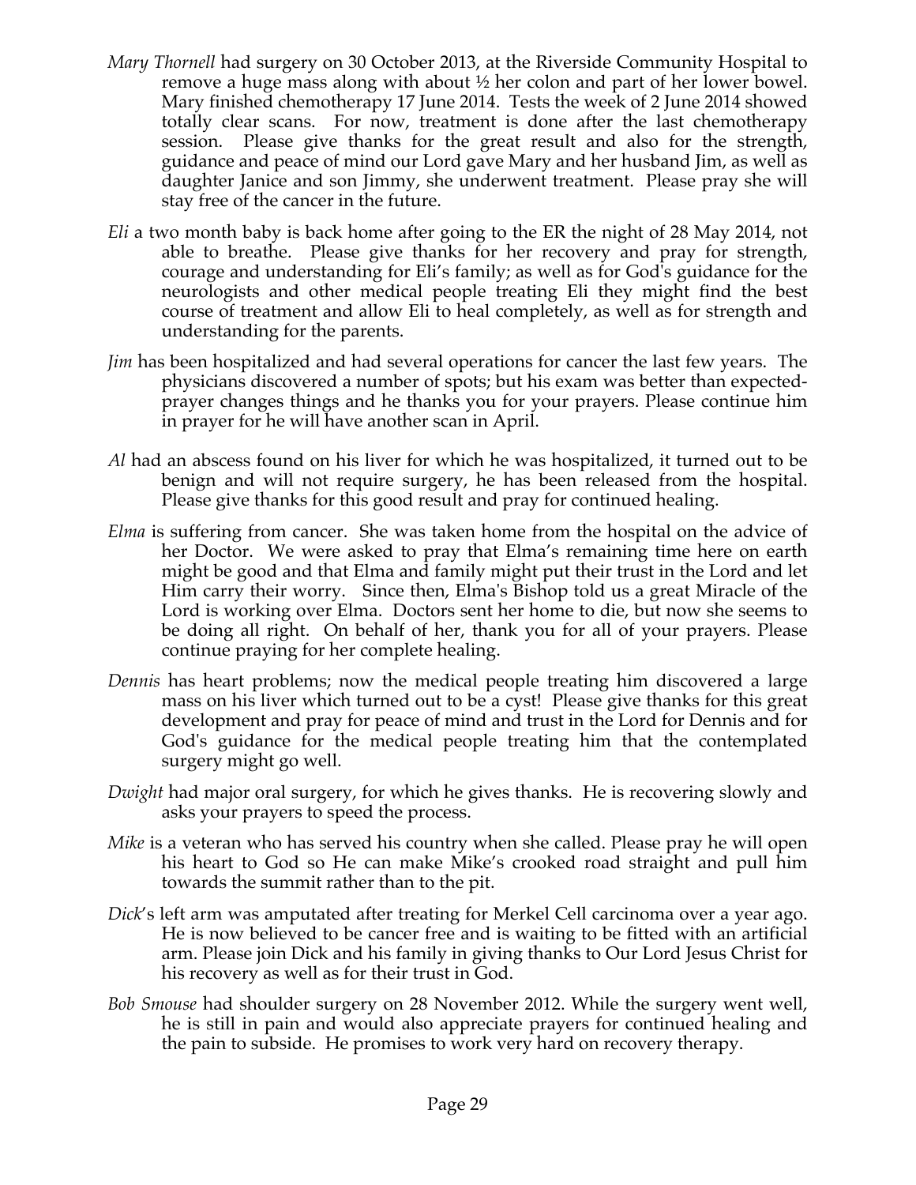*Mary Thornell* had surgery on 30 October 2013, at the Riverside Community Hospital to remove a huge mass along with about ½ her colon and part of her lower bowel. Mary finished chemotherapy 17 June 2014. Tests the week of 2 June 2014 showed totally clear scans. For now, treatment is done after the last chemotherapy session. Please give thanks for the great result and also for the strength, guidance and peace of mind our Lord gave Mary and her husband Jim, as well as daughter Janice and son Jimmy, she underwent treatment. Please pray she will stay free of the cancer in the future.

*Eli* a two month baby is back home after going to the ER the night of 28 May 2014, not able to breathe. Please give thanks for her recovery and pray for strength, courage and understanding for Eli's family; as well as for God's guidance for the neurologists and other medical people treating Eli they might find the best course of treatment and allow Eli to heal completely, as well as for strength and understanding for the parents.

*Jim* has been hospitalized and had several operations for cancer the last few years. The physicians discovered a number of spots; but his exam was better than expected-prayer changes things and he thanks you for your prayers. Please continue him in prayer for he will have another scan in April.

*Al* had an abscess found on his liver for which he was hospitalized, it turned out to be benign and will not require surgery, he has been released from the hospital. Please give thanks for this good result and pray for continued healing.

*Elma* is suffering from cancer. She was taken home from the hospital on the advice of her Doctor. We were asked to pray that Elma's remaining time here on earth might be good and that Elma and family might put their trust in the Lord and let Him carry their worry. Since then, Elma's Bishop told us a great Miracle of the Lord is working over Elma. Doctors sent her home to die, but now she seems to be doing all right. On behalf of her, thank you for all of your prayers. Please continue praying for her complete healing.

*Dennis* has heart problems; now the medical people treating him discovered a large mass on his liver which turned out to be a cyst! Please give thanks for this great development and pray for peace of mind and trust in the Lord for Dennis and for God's guidance for the medical people treating him that the contemplated surgery might go well.

*Dwight* had major oral surgery, for which he gives thanks. He is recovering slowly and asks your prayers to speed the process.

*Mike* is a veteran who has served his country when she called. Please pray he will open his heart to God so He can make Mike's crooked road straight and pull him towards the summit rather than to the pit.

*Dick*'s left arm was amputated after treating for Merkel Cell carcinoma over a year ago. He is now believed to be cancer free and is waiting to be fitted with an artificial arm. Please join Dick and his family in giving thanks to Our Lord Jesus Christ for his recovery as well as for their trust in God.

*Bob Smouse* had shoulder surgery on 28 November 2012. While the surgery went well, he is still in pain and would also appreciate prayers for continued healing and the pain to subside. He promises to work very hard on recovery therapy.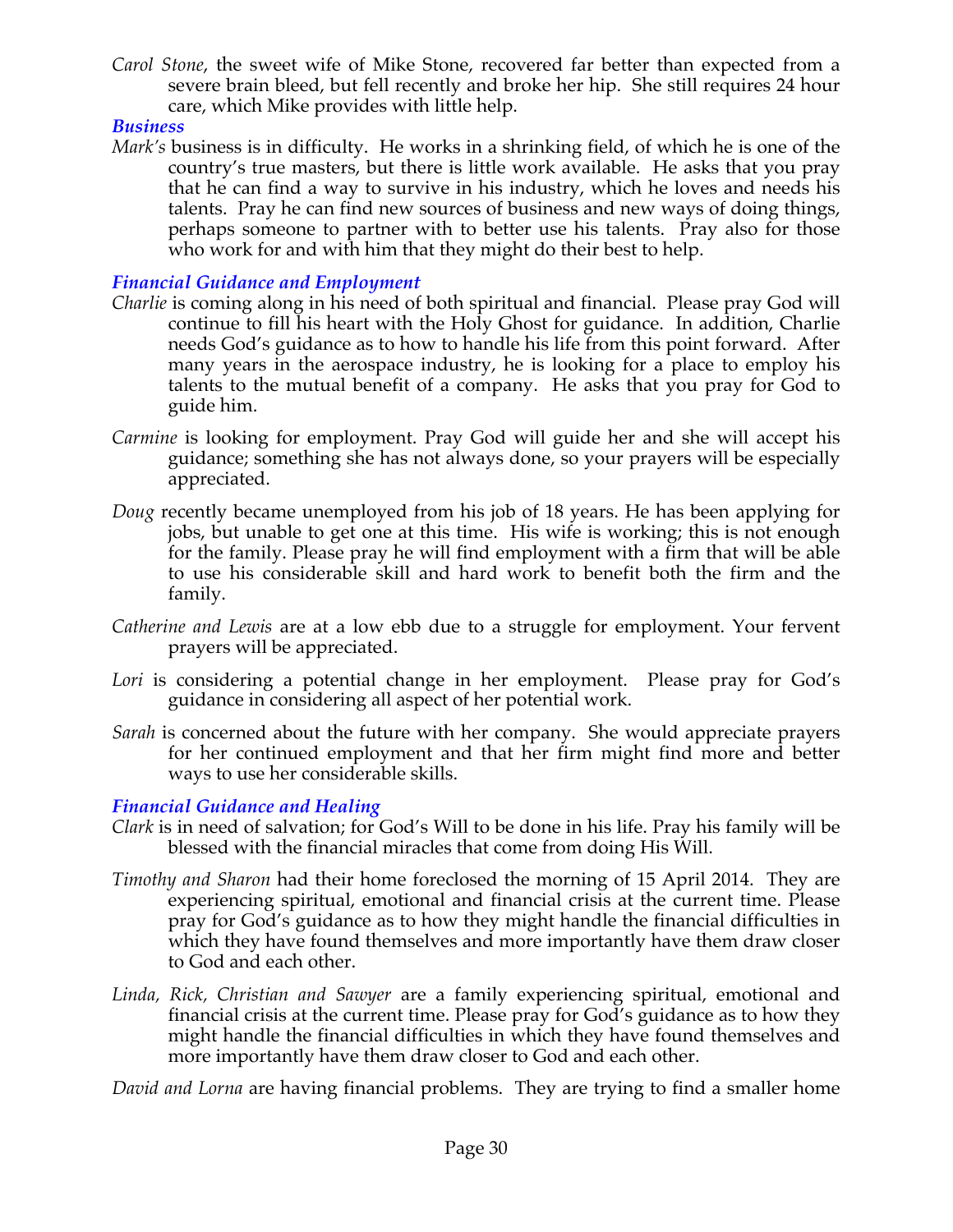*Carol Stone*, the sweet wife of Mike Stone, recovered far better than expected from a severe brain bleed, but fell recently and broke her hip. She still requires 24 hour care, which Mike provides with little help.

### *Business*

*Mark's* business is in difficulty. He works in a shrinking field, of which he is one of the country's true masters, but there is little work available. He asks that you pray that he can find a way to survive in his industry, which he loves and needs his talents. Pray he can find new sources of business and new ways of doing things, perhaps someone to partner with to better use his talents. Pray also for those who work for and with him that they might do their best to help.

### *Financial Guidance and Employment*

*Charlie* is coming along in his need of both spiritual and financial. Please pray God will continue to fill his heart with the Holy Ghost for guidance. In addition, Charlie needs God's guidance as to how to handle his life from this point forward. After many years in the aerospace industry, he is looking for a place to employ his talents to the mutual benefit of a company. He asks that you pray for God to guide him.

*Carmine* is looking for employment. Pray God will guide her and she will accept his guidance; something she has not always done, so your prayers will be especially appreciated.

*Doug* recently became unemployed from his job of 18 years. He has been applying for jobs, but unable to get one at this time. His wife is working; this is not enough for the family. Please pray he will find employment with a firm that will be able to use his considerable skill and hard work to benefit both the firm and the family.

*Catherine and Lewis* are at a low ebb due to a struggle for employment. Your fervent prayers will be appreciated.

*Lori* is considering a potential change in her employment. Please pray for God's guidance in considering all aspect of her potential work.

*Sarah* is concerned about the future with her company. She would appreciate prayers for her continued employment and that her firm might find more and better ways to use her considerable skills.

### *Financial Guidance and Healing*

*Clark* is in need of salvation; for God's Will to be done in his life. Pray his family will be blessed with the financial miracles that come from doing His Will.

*Timothy and Sharon* had their home foreclosed the morning of 15 April 2014. They are experiencing spiritual, emotional and financial crisis at the current time. Please pray for God's guidance as to how they might handle the financial difficulties in which they have found themselves and more importantly have them draw closer to God and each other.

*Linda, Rick, Christian and Sawyer* are a family experiencing spiritual, emotional and financial crisis at the current time. Please pray for God's guidance as to how they might handle the financial difficulties in which they have found themselves and more importantly have them draw closer to God and each other.

*David and Lorna* are having financial problems. They are trying to find a smaller home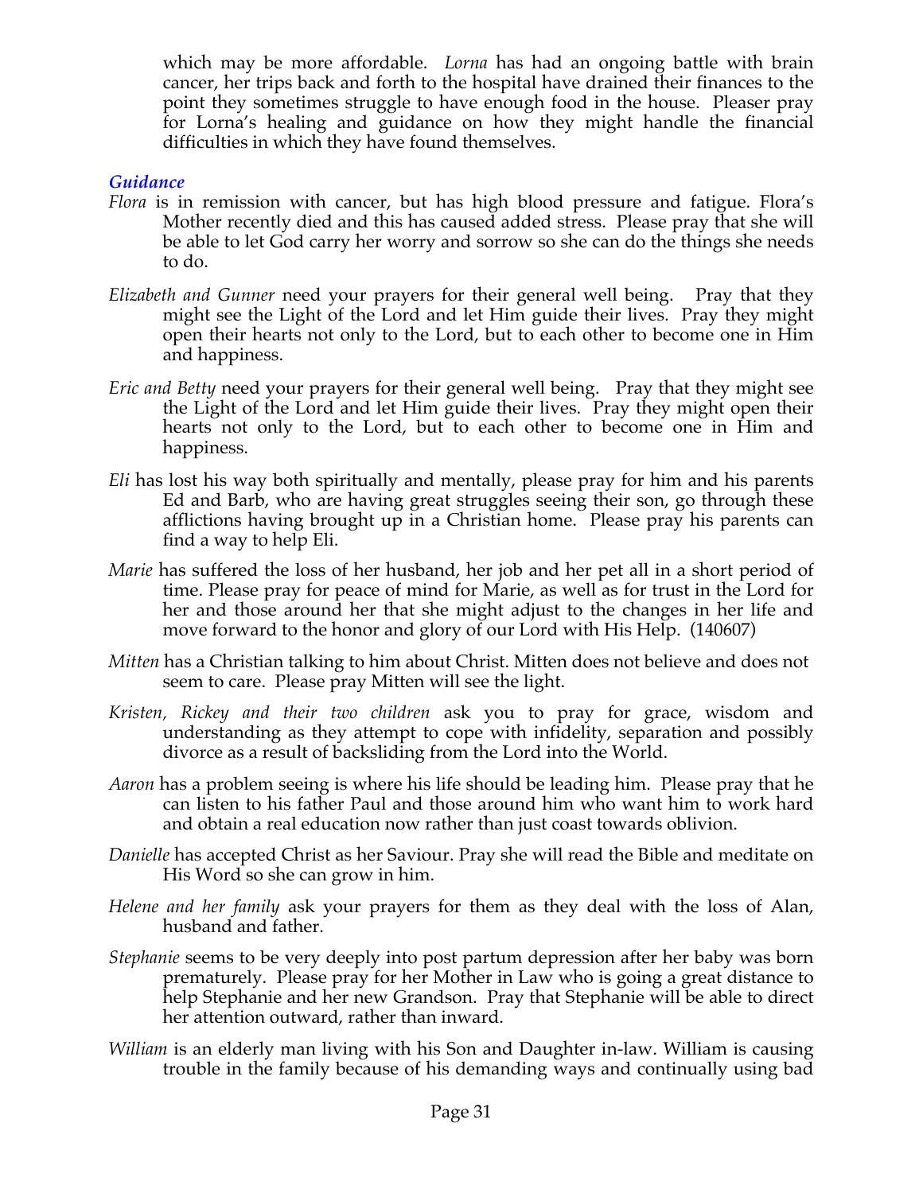which may be more affordable. *Lorna* has had an ongoing battle with brain cancer, her trips back and forth to the hospital have drained their finances to the point they sometimes struggle to have enough food in the house. Pleaser pray for Lorna's healing and guidance on how they might handle the financial difficulties in which they have found themselves.

### *Guidance*

*Flora* is in remission with cancer, but has high blood pressure and fatigue. Flora's Mother recently died and this has caused added stress. Please pray that she will be able to let God carry her worry and sorrow so she can do the things she needs to do.

*Elizabeth and Gunner* need your prayers for their general well being. Pray that they might see the Light of the Lord and let Him guide their lives. Pray they might open their hearts not only to the Lord, but to each other to become one in Him and happiness.

*Eric and Betty* need your prayers for their general well being. Pray that they might see the Light of the Lord and let Him guide their lives. Pray they might open their hearts not only to the Lord, but to each other to become one in Him and happiness.

*Eli* has lost his way both spiritually and mentally, please pray for him and his parents Ed and Barb, who are having great struggles seeing their son, go through these afflictions having brought up in a Christian home. Please pray his parents can find a way to help Eli.

*Marie* has suffered the loss of her husband, her job and her pet all in a short period of time. Please pray for peace of mind for Marie, as well as for trust in the Lord for her and those around her that she might adjust to the changes in her life and move forward to the honor and glory of our Lord with His Help. (140607)

*Mitten* has a Christian talking to him about Christ. Mitten does not believe and does not seem to care. Please pray Mitten will see the light.

*Kristen, Rickey and their two children* ask you to pray for grace, wisdom and understanding as they attempt to cope with infidelity, separation and possibly divorce as a result of backsliding from the Lord into the World.

*Aaron* has a problem seeing is where his life should be leading him. Please pray that he can listen to his father Paul and those around him who want him to work hard and obtain a real education now rather than just coast towards oblivion.

*Danielle* has accepted Christ as her Saviour. Pray she will read the Bible and meditate on His Word so she can grow in him.

*Helene and her family* ask your prayers for them as they deal with the loss of Alan, husband and father.

*Stephanie* seems to be very deeply into post partum depression after her baby was born prematurely. Please pray for her Mother in Law who is going a great distance to help Stephanie and her new Grandson. Pray that Stephanie will be able to direct her attention outward, rather than inward.

*William* is an elderly man living with his Son and Daughter in-law. William is causing trouble in the family because of his demanding ways and continually using bad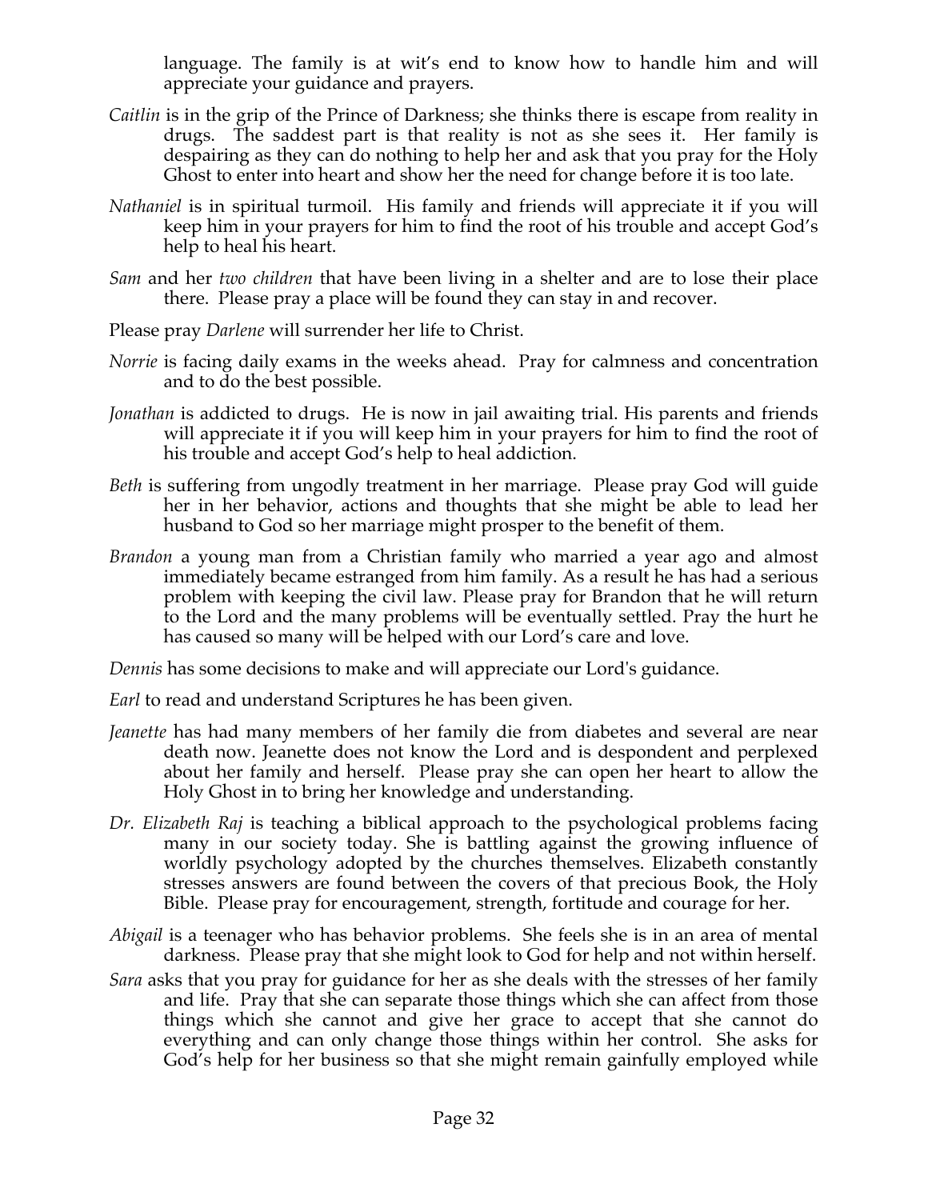language. The family is at wit's end to know how to handle him and will appreciate your guidance and prayers.

*Caitlin* is in the grip of the Prince of Darkness; she thinks there is escape from reality in drugs. The saddest part is that reality is not as she sees it. Her family is despairing as they can do nothing to help her and ask that you pray for the Holy Ghost to enter into heart and show her the need for change before it is too late.

*Nathaniel* is in spiritual turmoil. His family and friends will appreciate it if you will keep him in your prayers for him to find the root of his trouble and accept God's help to heal his heart.

*Sam* and her *two children* that have been living in a shelter and are to lose their place there. Please pray a place will be found they can stay in and recover.

Please pray *Darlene* will surrender her life to Christ.

*Norrie* is facing daily exams in the weeks ahead. Pray for calmness and concentration and to do the best possible.

*Jonathan* is addicted to drugs. He is now in jail awaiting trial. His parents and friends will appreciate it if you will keep him in your prayers for him to find the root of his trouble and accept God's help to heal addiction.

*Beth* is suffering from ungodly treatment in her marriage. Please pray God will guide her in her behavior, actions and thoughts that she might be able to lead her husband to God so her marriage might prosper to the benefit of them.

*Brandon* a young man from a Christian family who married a year ago and almost immediately became estranged from him family. As a result he has had a serious problem with keeping the civil law. Please pray for Brandon that he will return to the Lord and the many problems will be eventually settled. Pray the hurt he has caused so many will be helped with our Lord's care and love.

*Dennis* has some decisions to make and will appreciate our Lord's guidance.

*Earl* to read and understand Scriptures he has been given.

*Jeanette* has had many members of her family die from diabetes and several are near death now. Jeanette does not know the Lord and is despondent and perplexed about her family and herself. Please pray she can open her heart to allow the Holy Ghost in to bring her knowledge and understanding.

*Dr. Elizabeth Raj* is teaching a biblical approach to the psychological problems facing many in our society today. She is battling against the growing influence of worldly psychology adopted by the churches themselves. Elizabeth constantly stresses answers are found between the covers of that precious Book, the Holy Bible. Please pray for encouragement, strength, fortitude and courage for her.

*Abigail* is a teenager who has behavior problems. She feels she is in an area of mental darkness. Please pray that she might look to God for help and not within herself.

*Sara* asks that you pray for guidance for her as she deals with the stresses of her family and life. Pray that she can separate those things which she can affect from those things which she cannot and give her grace to accept that she cannot do everything and can only change those things within her control. She asks for God's help for her business so that she might remain gainfully employed while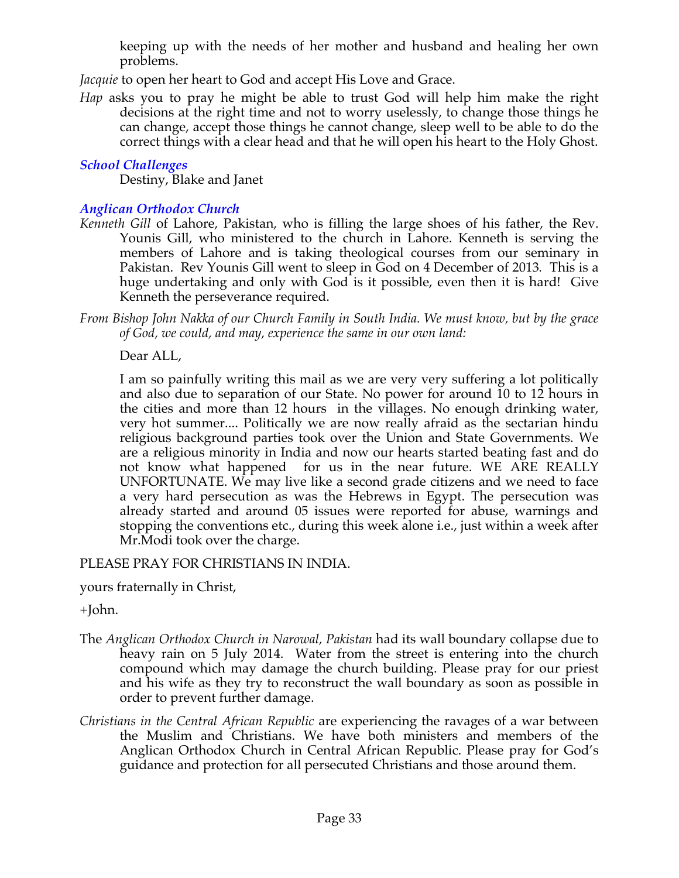keeping up with the needs of her mother and husband and healing her own problems.

*Jacquie* to open her heart to God and accept His Love and Grace.

*Hap* asks you to pray he might be able to trust God will help him make the right decisions at the right time and not to worry uselessly, to change those things he can change, accept those things he cannot change, sleep well to be able to do the correct things with a clear head and that he will open his heart to the Holy Ghost.

### *School Challenges*

Destiny, Blake and Janet

### *Anglican Orthodox Church*

*Kenneth Gill* of Lahore, Pakistan, who is filling the large shoes of his father, the Rev. Younis Gill, who ministered to the church in Lahore. Kenneth is serving the members of Lahore and is taking theological courses from our seminary in Pakistan. Rev Younis Gill went to sleep in God on 4 December of 2013. This is a huge undertaking and only with God is it possible, even then it is hard! Give Kenneth the perseverance required.

*From Bishop John Nakka of our Church Family in South India. We must know, but by the grace of God, we could, and may, experience the same in our own land:*

Dear ALL,

I am so painfully writing this mail as we are very very suffering a lot politically and also due to separation of our State. No power for around 10 to 12 hours in the cities and more than 12 hours in the villages. No enough drinking water, very hot summer.... Politically we are now really afraid as the sectarian hindu religious background parties took over the Union and State Governments. We are a religious minority in India and now our hearts started beating fast and do not know what happened for us in the near future. WE ARE REALLY UNFORTUNATE. We may live like a second grade citizens and we need to face a very hard persecution as was the Hebrews in Egypt. The persecution was already started and around 05 issues were reported for abuse, warnings and stopping the conventions etc., during this week alone i.e., just within a week after Mr.Modi took over the charge.

PLEASE PRAY FOR CHRISTIANS IN INDIA.

yours fraternally in Christ,

+John.

The *Anglican Orthodox Church in Narowal, Pakistan* had its wall boundary collapse due to heavy rain on 5 July 2014. Water from the street is entering into the church compound which may damage the church building. Please pray for our priest and his wife as they try to reconstruct the wall boundary as soon as possible in order to prevent further damage.

*Christians in the Central African Republic* are experiencing the ravages of a war between the Muslim and Christians. We have both ministers and members of the Anglican Orthodox Church in Central African Republic. Please pray for God's guidance and protection for all persecuted Christians and those around them.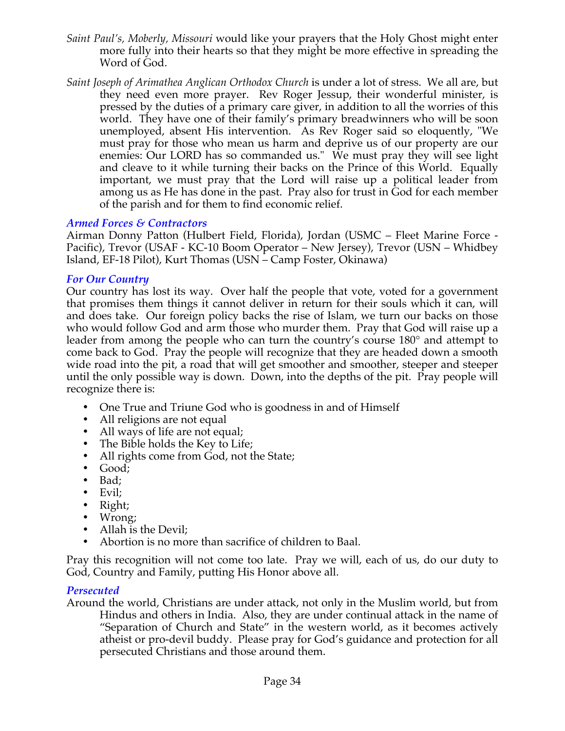*Saint Paul's, Moberly, Missouri* would like your prayers that the Holy Ghost might enter more fully into their hearts so that they might be more effective in spreading the Word of God.

*Saint Joseph of Arimathea Anglican Orthodox Church* is under a lot of stress. We all are, but they need even more prayer. Rev Roger Jessup, their wonderful minister, is pressed by the duties of a primary care giver, in addition to all the worries of this world. They have one of their family's primary breadwinners who will be soon unemployed, absent His intervention. As Rev Roger said so eloquently, "We must pray for those who mean us harm and deprive us of our property are our enemies: Our LORD has so commanded us." We must pray they will see light and cleave to it while turning their backs on the Prince of this World. Equally important, we must pray that the Lord will raise up a political leader from among us as He has done in the past. Pray also for trust in God for each member of the parish and for them to find economic relief.

### *Armed Forces & Contractors*

Airman Donny Patton (Hulbert Field, Florida), Jordan (USMC – Fleet Marine Force - Pacific), Trevor (USAF - KC-10 Boom Operator – New Jersey), Trevor (USN – Whidbey Island, EF-18 Pilot), Kurt Thomas (USN – Camp Foster, Okinawa)

### *For Our Country*

Our country has lost its way. Over half the people that vote, voted for a government that promises them things it cannot deliver in return for their souls which it can, will and does take. Our foreign policy backs the rise of Islam, we turn our backs on those who would follow God and arm those who murder them. Pray that God will raise up a leader from among the people who can turn the country's course 180° and attempt to come back to God. Pray the people will recognize that they are headed down a smooth wide road into the pit, a road that will get smoother and smoother, steeper and steeper until the only possible way is down. Down, into the depths of the pit. Pray people will recognize there is:

- One True and Triune God who is goodness in and of Himself
- All religions are not equal
- All ways of life are not equal;
- The Bible holds the Key to Life;
- All rights come from God, not the State;
- Good;
- Bad;
- Evil;
- Right;
- Wrong;
- Allah is the Devil;
- Abortion is no more than sacrifice of children to Baal.

Pray this recognition will not come too late. Pray we will, each of us, do our duty to God, Country and Family, putting His Honor above all.

### *Persecuted*

Around the world, Christians are under attack, not only in the Muslim world, but from Hindus and others in India. Also, they are under continual attack in the name of "Separation of Church and State" in the western world, as it becomes actively atheist or pro-devil buddy. Please pray for God's guidance and protection for all persecuted Christians and those around them.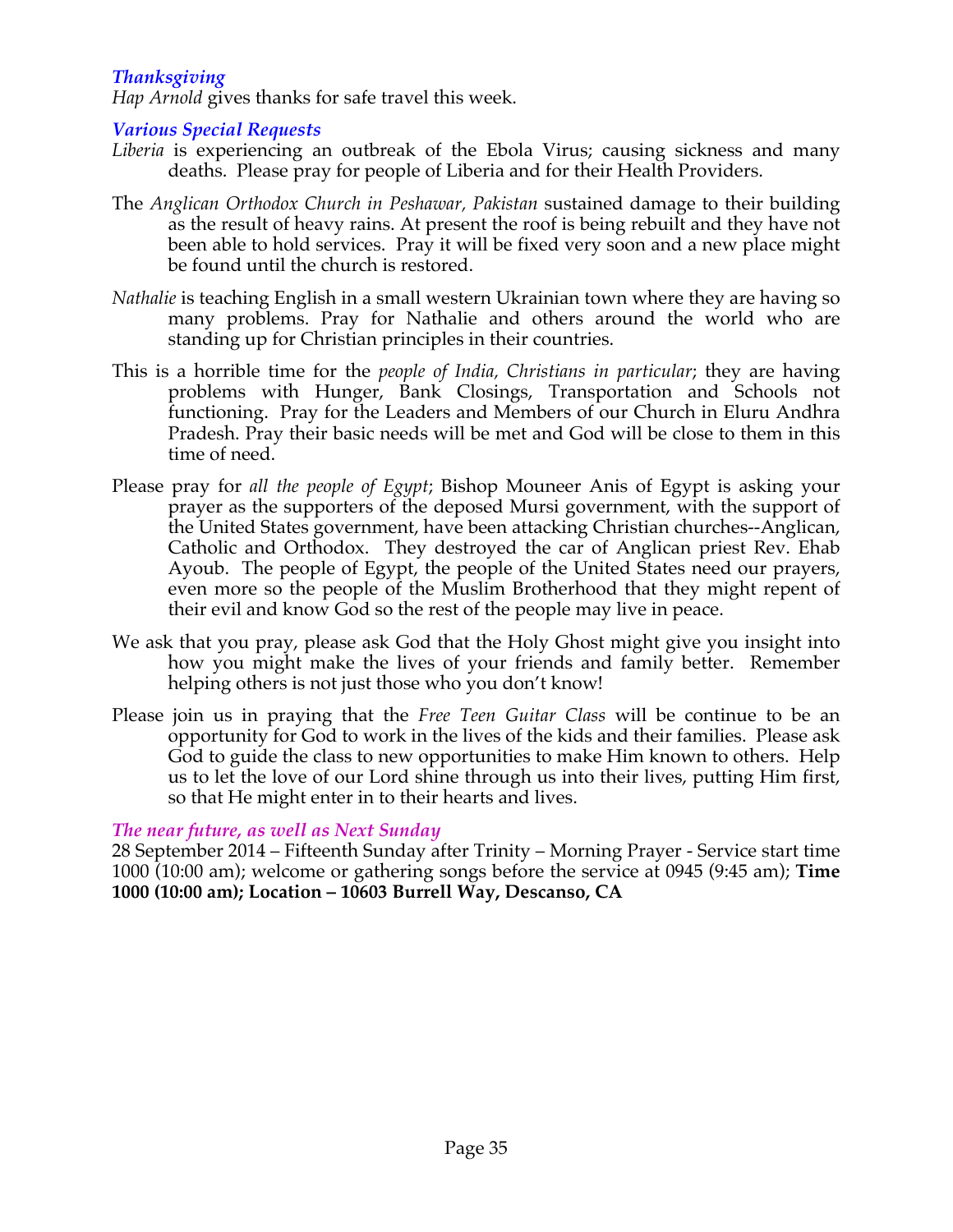### *Thanksgiving*

*Hap Arnold* gives thanks for safe travel this week.

### *Various Special Requests*

*Liberia* is experiencing an outbreak of the Ebola Virus; causing sickness and many deaths. Please pray for people of Liberia and for their Health Providers.

The *Anglican Orthodox Church in Peshawar, Pakistan* sustained damage to their building as the result of heavy rains. At present the roof is being rebuilt and they have not been able to hold services. Pray it will be fixed very soon and a new place might be found until the church is restored.

*Nathalie* is teaching English in a small western Ukrainian town where they are having so many problems. Pray for Nathalie and others around the world who are standing up for Christian principles in their countries.

This is a horrible time for the *people of India, Christians in particular*; they are having problems with Hunger, Bank Closings, Transportation and Schools not functioning. Pray for the Leaders and Members of our Church in Eluru Andhra Pradesh. Pray their basic needs will be met and God will be close to them in this time of need.

Please pray for *all the people of Egypt*; Bishop Mouneer Anis of Egypt is asking your prayer as the supporters of the deposed Mursi government, with the support of the United States government, have been attacking Christian churches--Anglican, Catholic and Orthodox. They destroyed the car of Anglican priest Rev. Ehab Ayoub. The people of Egypt, the people of the United States need our prayers, even more so the people of the Muslim Brotherhood that they might repent of their evil and know God so the rest of the people may live in peace.

We ask that you pray, please ask God that the Holy Ghost might give you insight into how you might make the lives of your friends and family better. Remember helping others is not just those who you don't know!

Please join us in praying that the *Free Teen Guitar Class* will be continue to be an opportunity for God to work in the lives of the kids and their families. Please ask God to guide the class to new opportunities to make Him known to others. Help us to let the love of our Lord shine through us into their lives, putting Him first, so that He might enter in to their hearts and lives.

### *The near future, as well as Next Sunday*

28 September 2014 – Fifteenth Sunday after Trinity – Morning Prayer - Service start time 1000 (10:00 am); welcome or gathering songs before the service at 0945 (9:45 am); **Time 1000 (10:00 am); Location – 10603 Burrell Way, Descanso, CA**